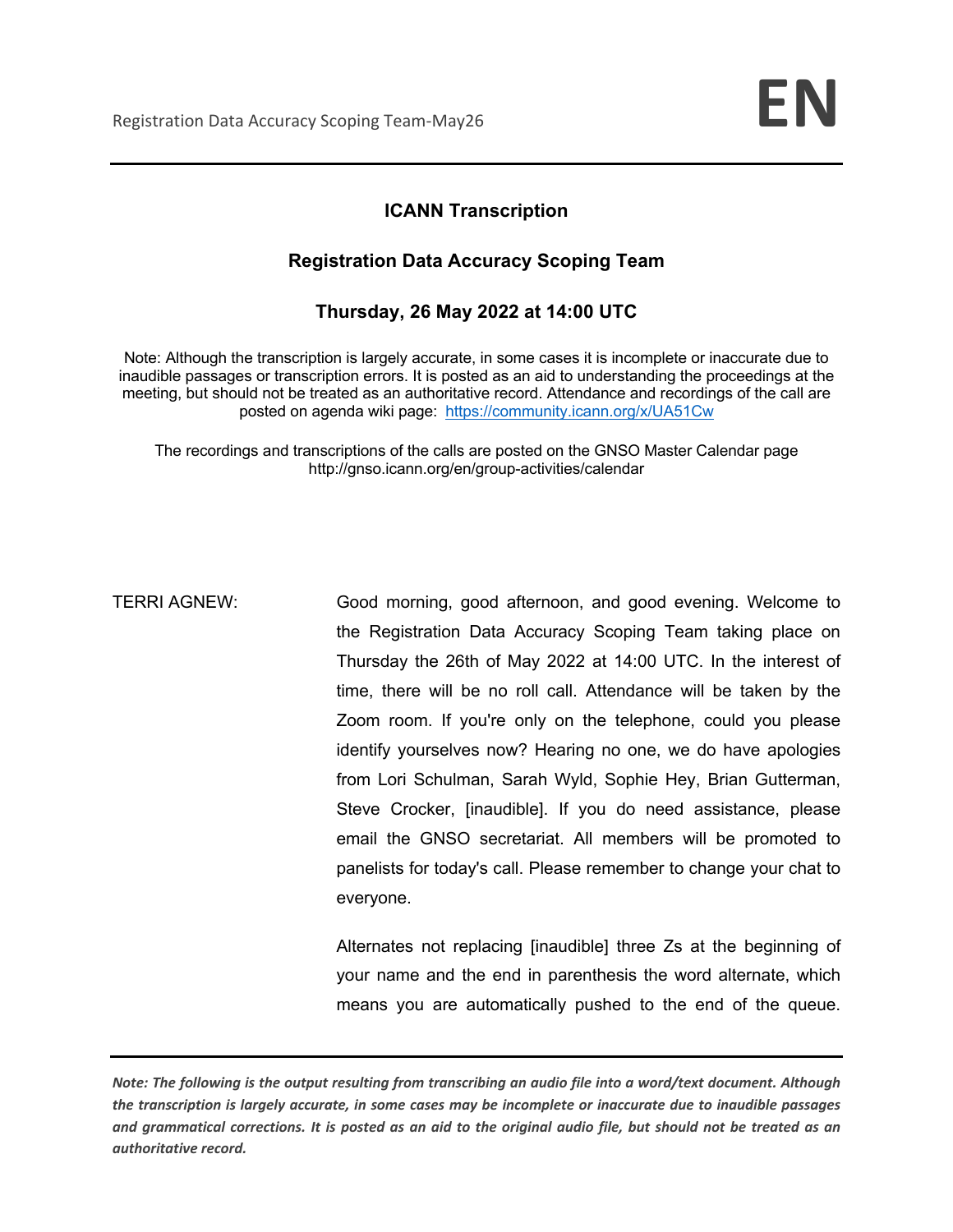**ICANN Transcription**

**Registration Data Accuracy Scoping Team**

**Thursday, 26 May 2022 at 14:00 UTC**

Note: Although the transcription is largely accurate, in some cases it is incomplete or inaccurate due to inaudible passages or transcription errors. It is posted as an aid to understanding the proceedings at the meeting, but should not be treated as an authoritative record. Attendance and recordings of the call are posted on agenda wiki page: https://community.icann.org/x/UA51Cw

The recordings and transcriptions of the calls are posted on the GNSO Master Calendar page http://gnso.icann.org/en/group-activities/calendar

TERRI AGNEW: Good morning, good afternoon, and good evening. Welcome to the Registration Data Accuracy Scoping Team taking place on Thursday the 26th of May 2022 at 14:00 UTC. In the interest of time, there will be no roll call. Attendance will be taken by the Zoom room. If you're only on the telephone, could you please identify yourselves now? Hearing no one, we do have apologies from Lori Schulman, Sarah Wyld, Sophie Hey, Brian Gutterman, Steve Crocker, [inaudible]. If you do need assistance, please email the GNSO secretariat. All members will be promoted to panelists for today's call. Please remember to change your chat to everyone.

Alternates not replacing [inaudible] three Zs at the beginning of your name and the end in parenthesis the word alternate, which means you are automatically pushed to the end of the queue.

*Note: The following is the output resulting from transcribing an audio file into a word/text document. Although the transcription is largely accurate, in some cases may be incomplete or inaccurate due to inaudible passages and grammatical corrections. It is posted as an aid to the original audio file, but should not be treated as an authoritative record.*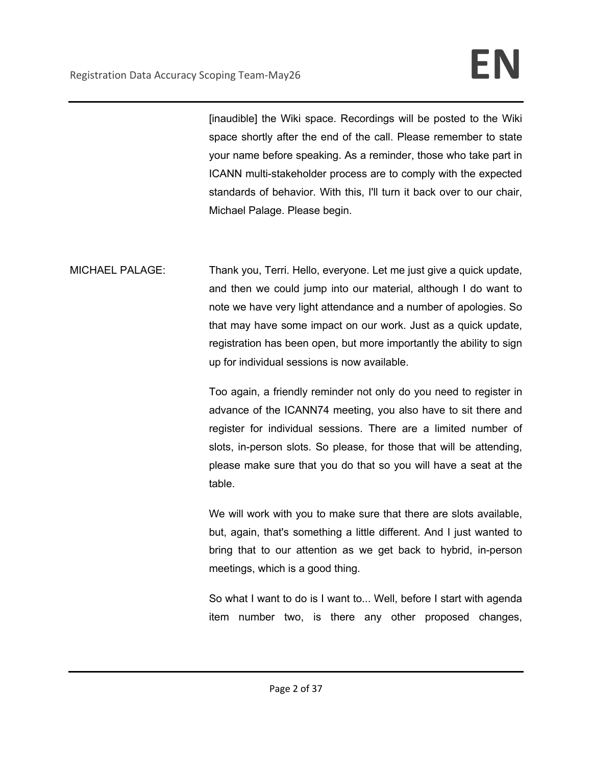[inaudible] the Wiki space. Recordings will be posted to the Wiki space shortly after the end of the call. Please remember to state your name before speaking. As a reminder, those who take part in ICANN multi-stakeholder process are to comply with the expected standards of behavior. With this, I'll turn it back over to our chair, Michael Palage. Please begin.

MICHAEL PALAGE: Thank you, Terri. Hello, everyone. Let me just give a quick update, and then we could jump into our material, although I do want to note we have very light attendance and a number of apologies. So that may have some impact on our work. Just as a quick update, registration has been open, but more importantly the ability to sign up for individual sessions is now available.

Too again, a friendly reminder not only do you need to register in advance of the ICANN74 meeting, you also have to sit there and register for individual sessions. There are a limited number of slots, in-person slots. So please, for those that will be attending, please make sure that you do that so you will have a seat at the table.

We will work with you to make sure that there are slots available, but, again, that's something a little different. And I just wanted to bring that to our attention as we get back to hybrid, in-person meetings, which is a good thing.

So what I want to do is I want to... Well, before I start with agenda item number two, is there any other proposed changes,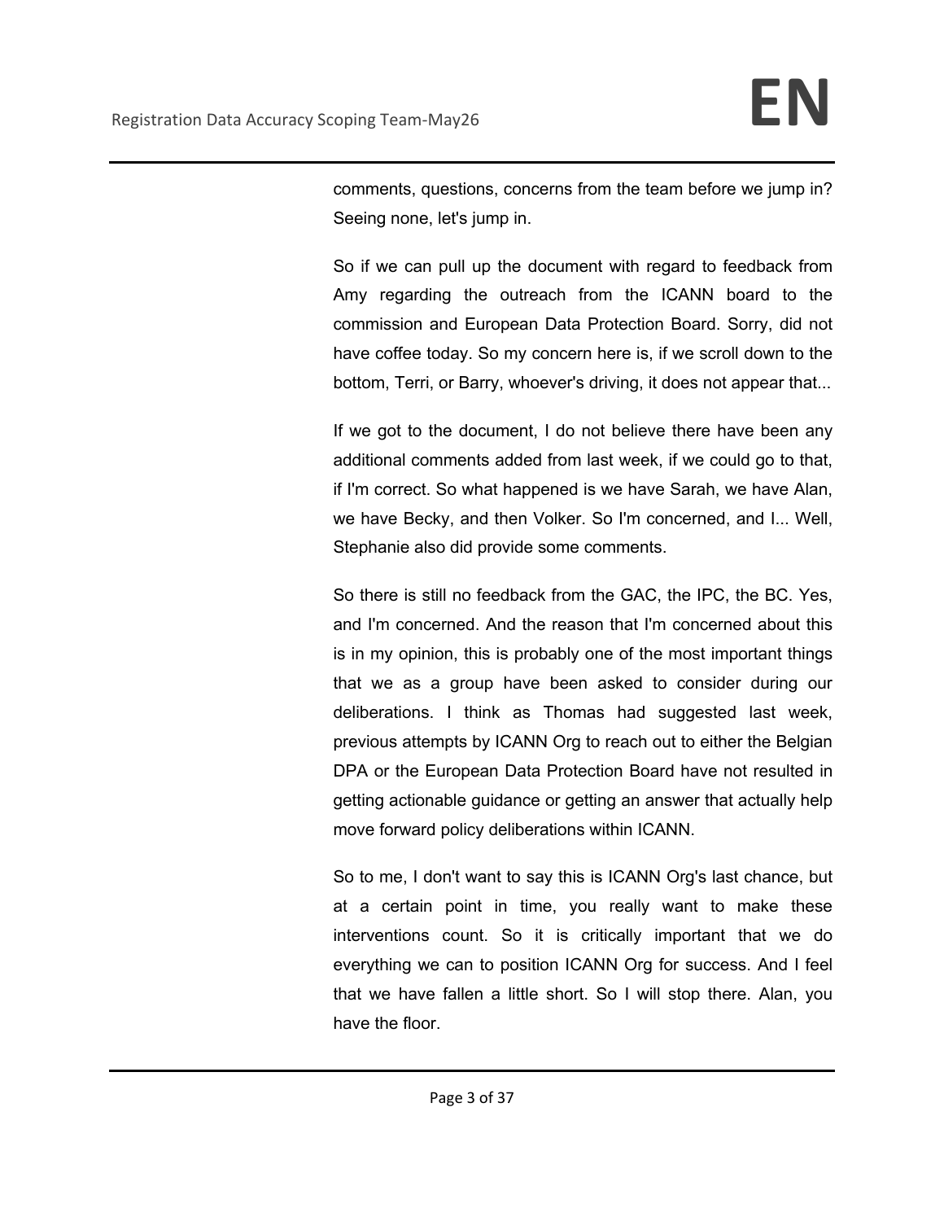comments, questions, concerns from the team before we jump in? Seeing none, let's jump in.

So if we can pull up the document with regard to feedback from Amy regarding the outreach from the ICANN board to the commission and European Data Protection Board. Sorry, did not have coffee today. So my concern here is, if we scroll down to the bottom, Terri, or Barry, whoever's driving, it does not appear that...

If we got to the document, I do not believe there have been any additional comments added from last week, if we could go to that, if I'm correct. So what happened is we have Sarah, we have Alan, we have Becky, and then Volker. So I'm concerned, and I... Well, Stephanie also did provide some comments.

So there is still no feedback from the GAC, the IPC, the BC. Yes, and I'm concerned. And the reason that I'm concerned about this is in my opinion, this is probably one of the most important things that we as a group have been asked to consider during our deliberations. I think as Thomas had suggested last week, previous attempts by ICANN Org to reach out to either the Belgian DPA or the European Data Protection Board have not resulted in getting actionable guidance or getting an answer that actually help move forward policy deliberations within ICANN.

So to me, I don't want to say this is ICANN Org's last chance, but at a certain point in time, you really want to make these interventions count. So it is critically important that we do everything we can to position ICANN Org for success. And I feel that we have fallen a little short. So I will stop there. Alan, you have the floor.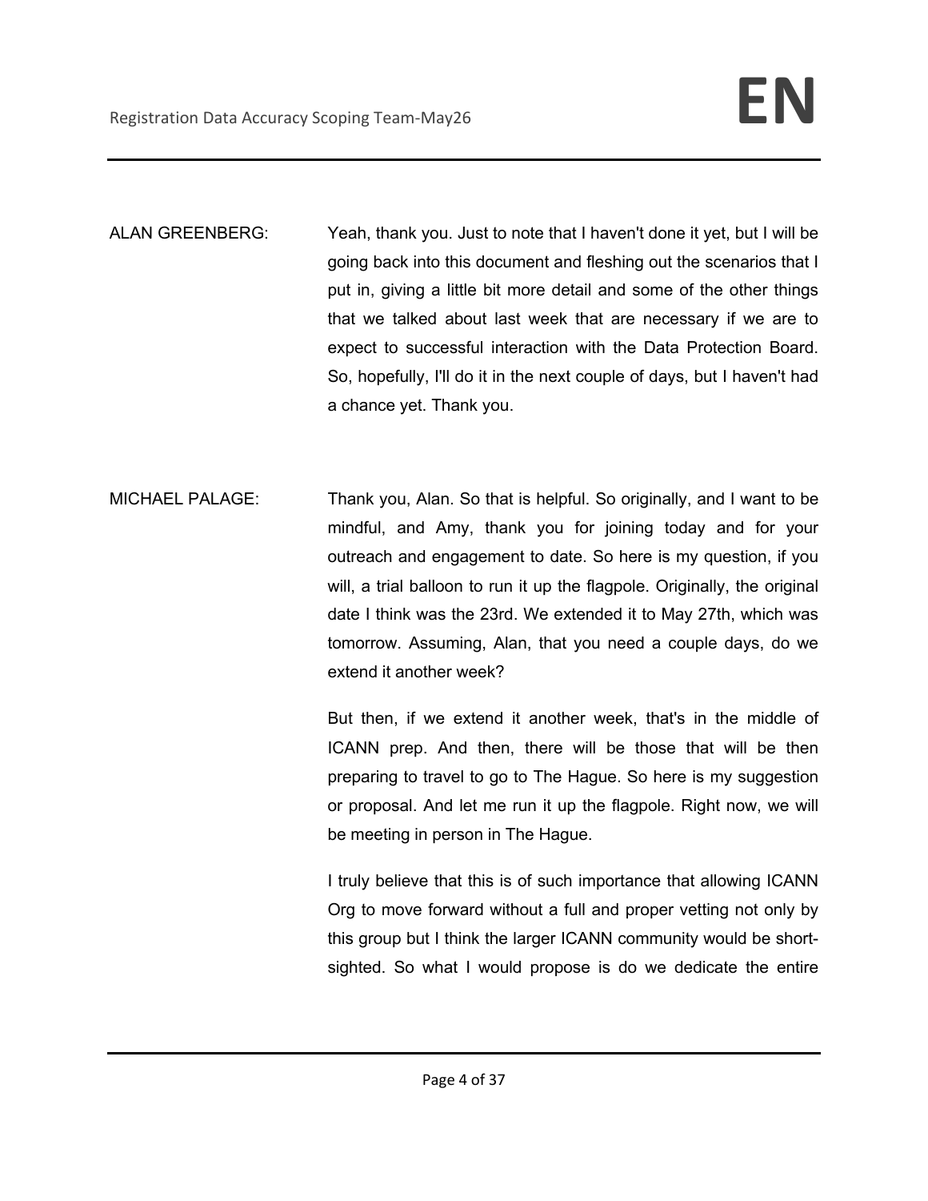ALAN GREENBERG: Yeah, thank you. Just to note that I haven't done it yet, but I will be going back into this document and fleshing out the scenarios that I put in, giving a little bit more detail and some of the other things that we talked about last week that are necessary if we are to expect to successful interaction with the Data Protection Board. So, hopefully, I'll do it in the next couple of days, but I haven't had a chance yet. Thank you.

MICHAEL PALAGE: Thank you, Alan. So that is helpful. So originally, and I want to be mindful, and Amy, thank you for joining today and for your outreach and engagement to date. So here is my question, if you will, a trial balloon to run it up the flagpole. Originally, the original date I think was the 23rd. We extended it to May 27th, which was tomorrow. Assuming, Alan, that you need a couple days, do we extend it another week?

But then, if we extend it another week, that's in the middle of ICANN prep. And then, there will be those that will be then preparing to travel to go to The Hague. So here is my suggestion or proposal. And let me run it up the flagpole. Right now, we will be meeting in person in The Hague.

I truly believe that this is of such importance that allowing ICANN Org to move forward without a full and proper vetting not only by this group but I think the larger ICANN community would be short-sighted. So what I would propose is do we dedicate the entire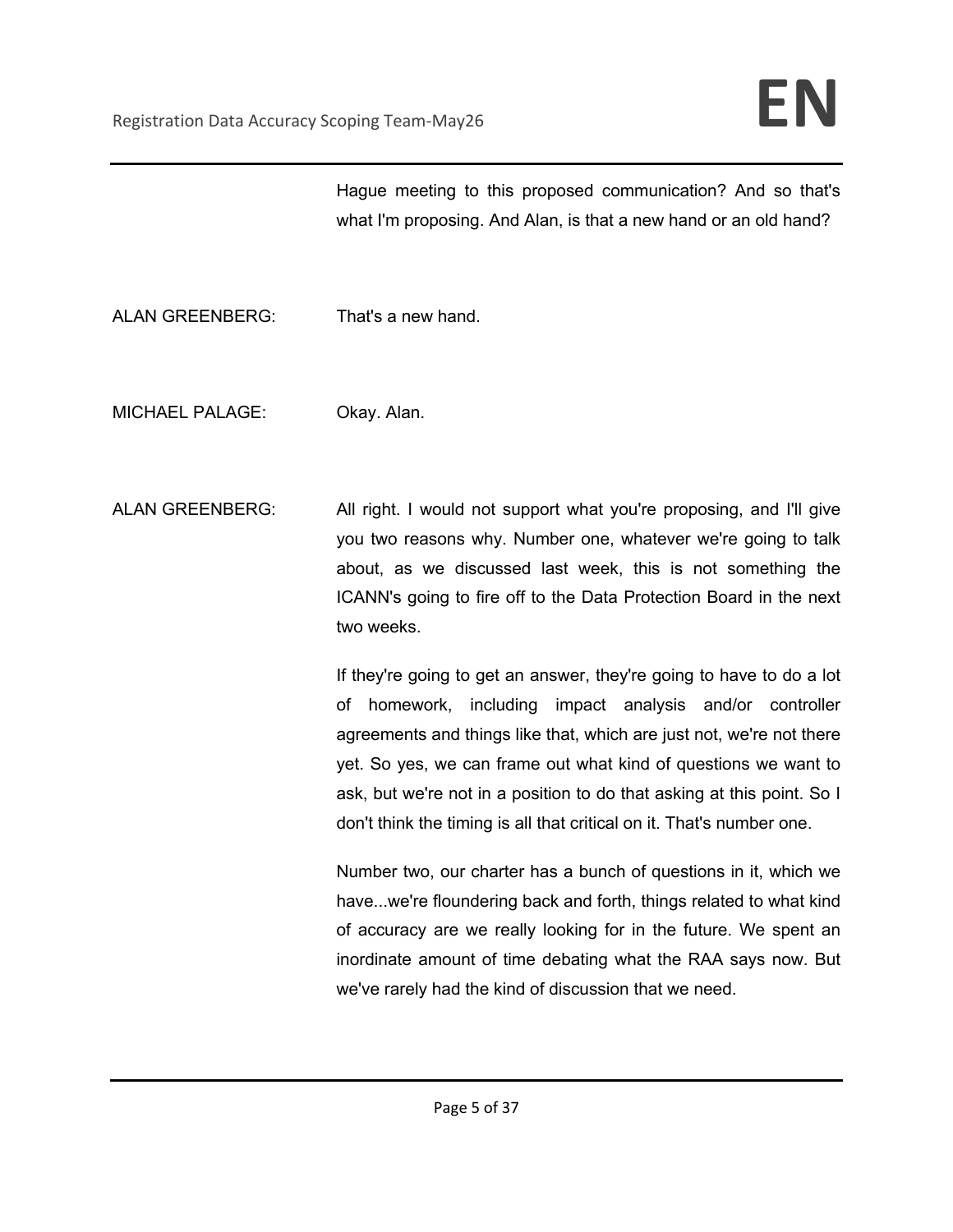Hague meeting to this proposed communication? And so that's what I'm proposing. And Alan, is that a new hand or an old hand?

ALAN GREENBERG: That's a new hand.

MICHAEL PALAGE: Okay. Alan.

ALAN GREENBERG: All right. I would not support what you're proposing, and I'll give you two reasons why. Number one, whatever we're going to talk about, as we discussed last week, this is not something the ICANN's going to fire off to the Data Protection Board in the next two weeks.

If they're going to get an answer, they're going to have to do a lot of homework, including impact analysis and/or controller agreements and things like that, which are just not, we're not there yet. So yes, we can frame out what kind of questions we want to ask, but we're not in a position to do that asking at this point. So I don't think the timing is all that critical on it. That's number one.

Number two, our charter has a bunch of questions in it, which we have...we're floundering back and forth, things related to what kind of accuracy are we really looking for in the future. We spent an inordinate amount of time debating what the RAA says now. But we've rarely had the kind of discussion that we need.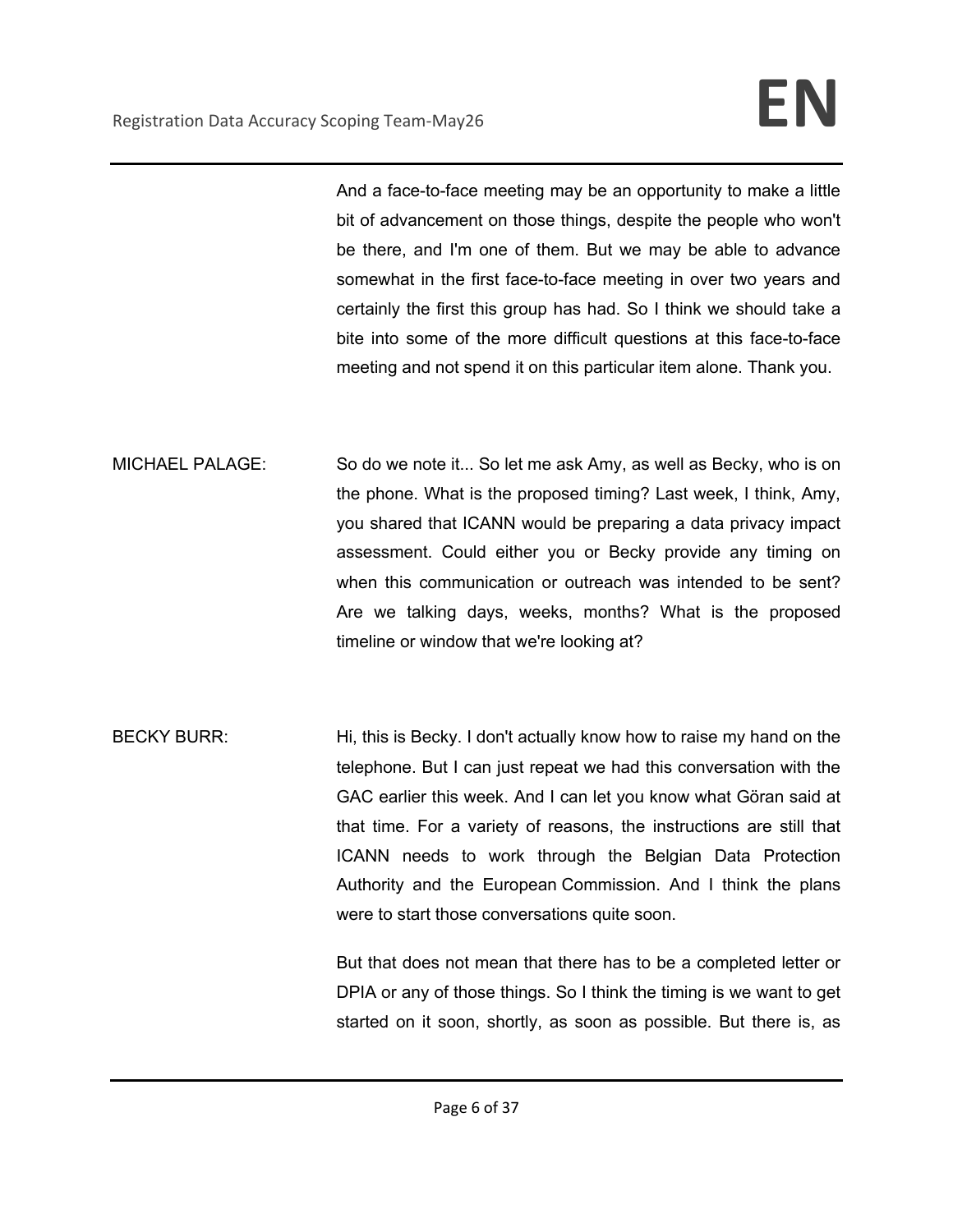And a face-to-face meeting may be an opportunity to make a little bit of advancement on those things, despite the people who won't be there, and I'm one of them. But we may be able to advance somewhat in the first face-to-face meeting in over two years and certainly the first this group has had. So I think we should take a bite into some of the more difficult questions at this face-to-face meeting and not spend it on this particular item alone. Thank you.

MICHAEL PALAGE: So do we note it... So let me ask Amy, as well as Becky, who is on the phone. What is the proposed timing? Last week, I think, Amy, you shared that ICANN would be preparing a data privacy impact assessment. Could either you or Becky provide any timing on when this communication or outreach was intended to be sent? Are we talking days, weeks, months? What is the proposed timeline or window that we're looking at?

BECKY BURR: Hi, this is Becky. I don't actually know how to raise my hand on the telephone. But I can just repeat we had this conversation with the GAC earlier this week. And I can let you know what Göran said at that time. For a variety of reasons, the instructions are still that ICANN needs to work through the Belgian Data Protection Authority and the European Commission. And I think the plans were to start those conversations quite soon.

But that does not mean that there has to be a completed letter or DPIA or any of those things. So I think the timing is we want to get started on it soon, shortly, as soon as possible. But there is, as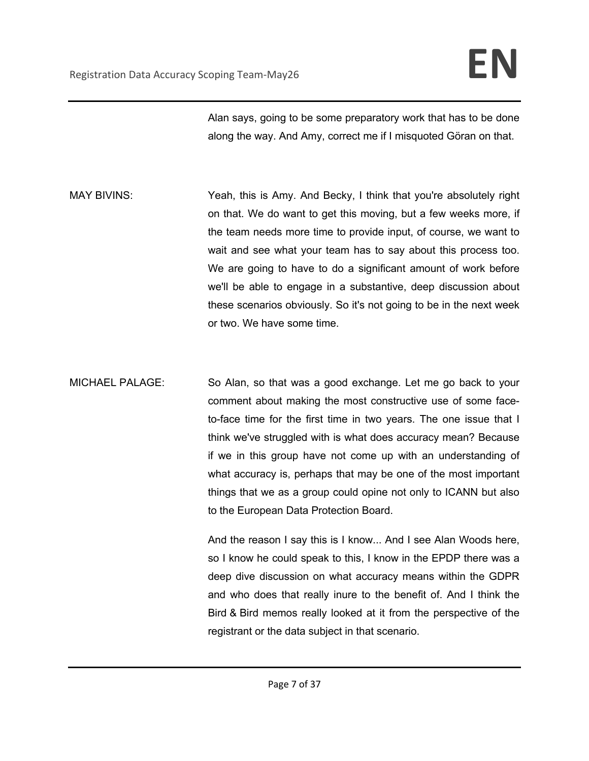Alan says, going to be some preparatory work that has to be done along the way. And Amy, correct me if I misquoted Göran on that.

MAY BIVINS: Yeah, this is Amy. And Becky, I think that you're absolutely right on that. We do want to get this moving, but a few weeks more, if the team needs more time to provide input, of course, we want to wait and see what your team has to say about this process too. We are going to have to do a significant amount of work before we'll be able to engage in a substantive, deep discussion about these scenarios obviously. So it's not going to be in the next week or two. We have some time.

MICHAEL PALAGE: So Alan, so that was a good exchange. Let me go back to your comment about making the most constructive use of some face-to-face time for the first time in two years. The one issue that I think we've struggled with is what does accuracy mean? Because if we in this group have not come up with an understanding of what accuracy is, perhaps that may be one of the most important things that we as a group could opine not only to ICANN but also to the European Data Protection Board.

And the reason I say this is I know... And I see Alan Woods here, so I know he could speak to this, I know in the EPDP there was a deep dive discussion on what accuracy means within the GDPR and who does that really inure to the benefit of. And I think the Bird & Bird memos really looked at it from the perspective of the registrant or the data subject in that scenario.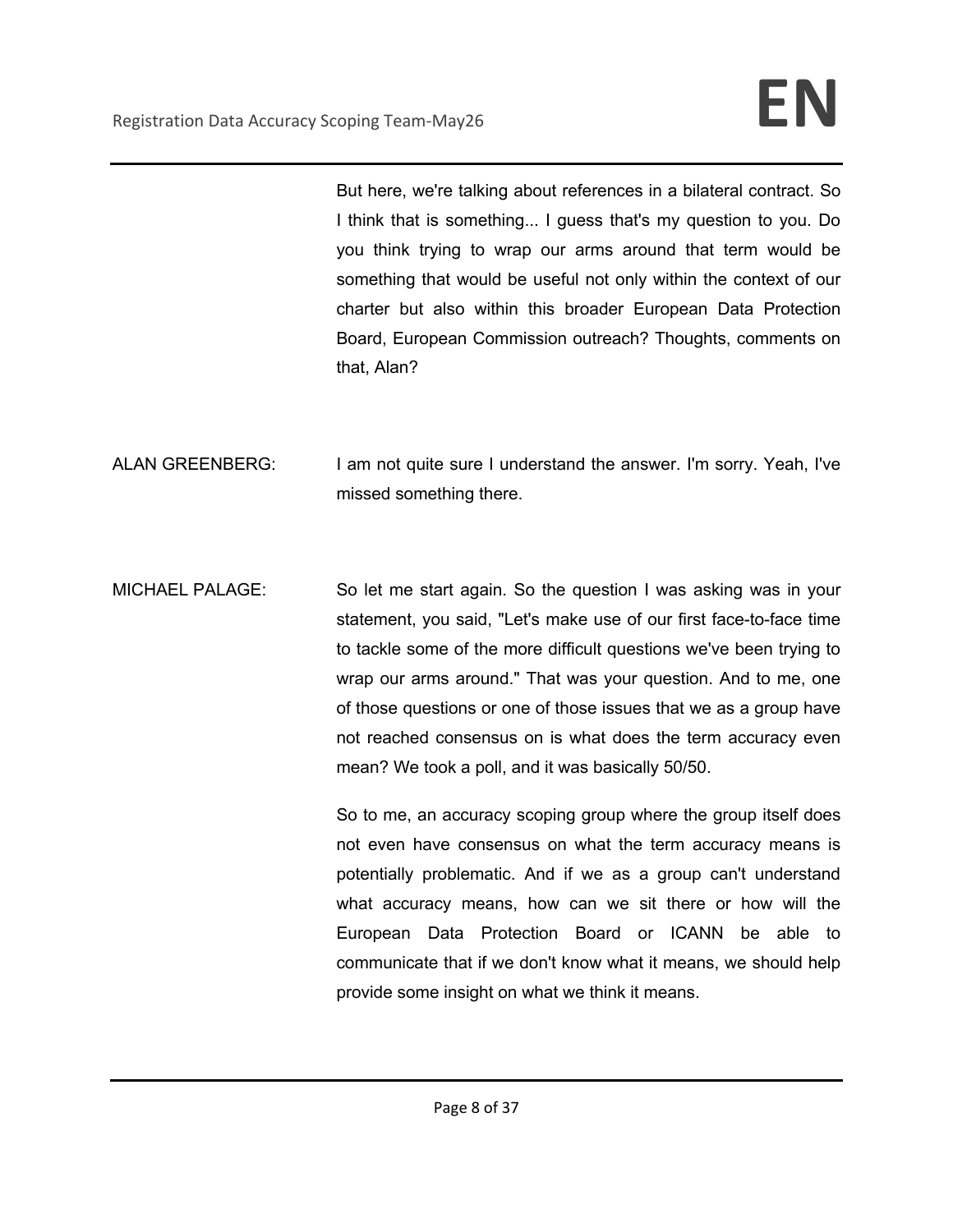But here, we're talking about references in a bilateral contract. So I think that is something... I guess that's my question to you. Do you think trying to wrap our arms around that term would be something that would be useful not only within the context of our charter but also within this broader European Data Protection Board, European Commission outreach? Thoughts, comments on that, Alan?

ALAN GREENBERG: I am not quite sure I understand the answer. I'm sorry. Yeah, I've missed something there.

MICHAEL PALAGE: So let me start again. So the question I was asking was in your statement, you said, "Let's make use of our first face-to-face time to tackle some of the more difficult questions we've been trying to wrap our arms around." That was your question. And to me, one of those questions or one of those issues that we as a group have not reached consensus on is what does the term accuracy even mean? We took a poll, and it was basically 50/50.

So to me, an accuracy scoping group where the group itself does not even have consensus on what the term accuracy means is potentially problematic. And if we as a group can't understand what accuracy means, how can we sit there or how will the European Data Protection Board or ICANN be able to communicate that if we don't know what it means, we should help provide some insight on what we think it means.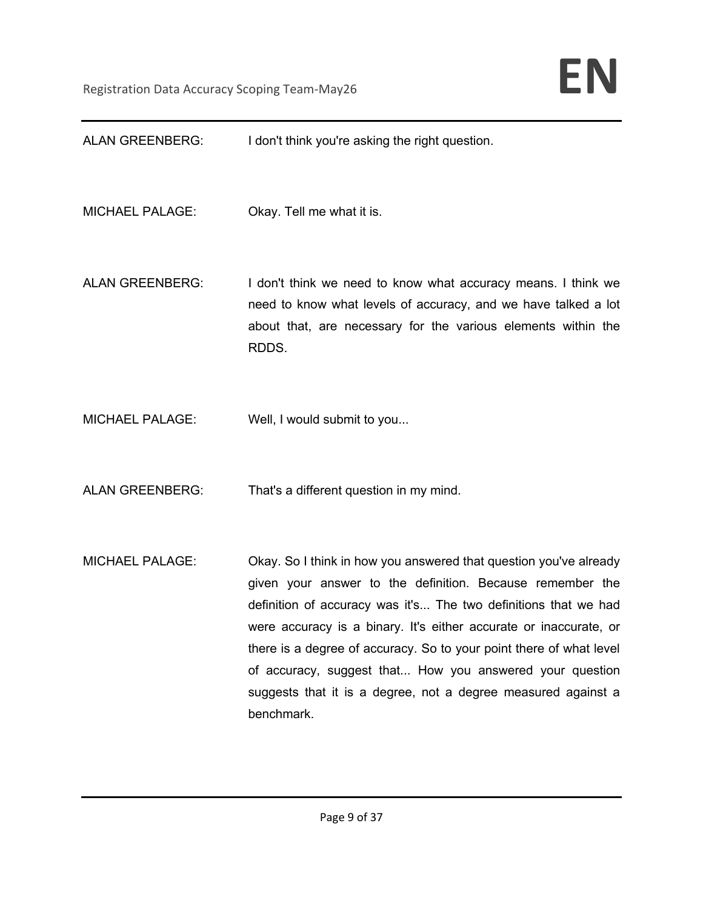ALAN GREENBERG: I don't think you're asking the right question.

MICHAEL PALAGE: Okay. Tell me what it is.

ALAN GREENBERG: I don't think we need to know what accuracy means. I think we need to know what levels of accuracy, and we have talked a lot about that, are necessary for the various elements within the RDDS.

MICHAEL PALAGE: Well, I would submit to you...

ALAN GREENBERG: That's a different question in my mind.

MICHAEL PALAGE: Okay. So I think in how you answered that question you've already given your answer to the definition. Because remember the definition of accuracy was it's... The two definitions that we had were accuracy is a binary. It's either accurate or inaccurate, or there is a degree of accuracy. So to your point there of what level of accuracy, suggest that... How you answered your question suggests that it is a degree, not a degree measured against a benchmark.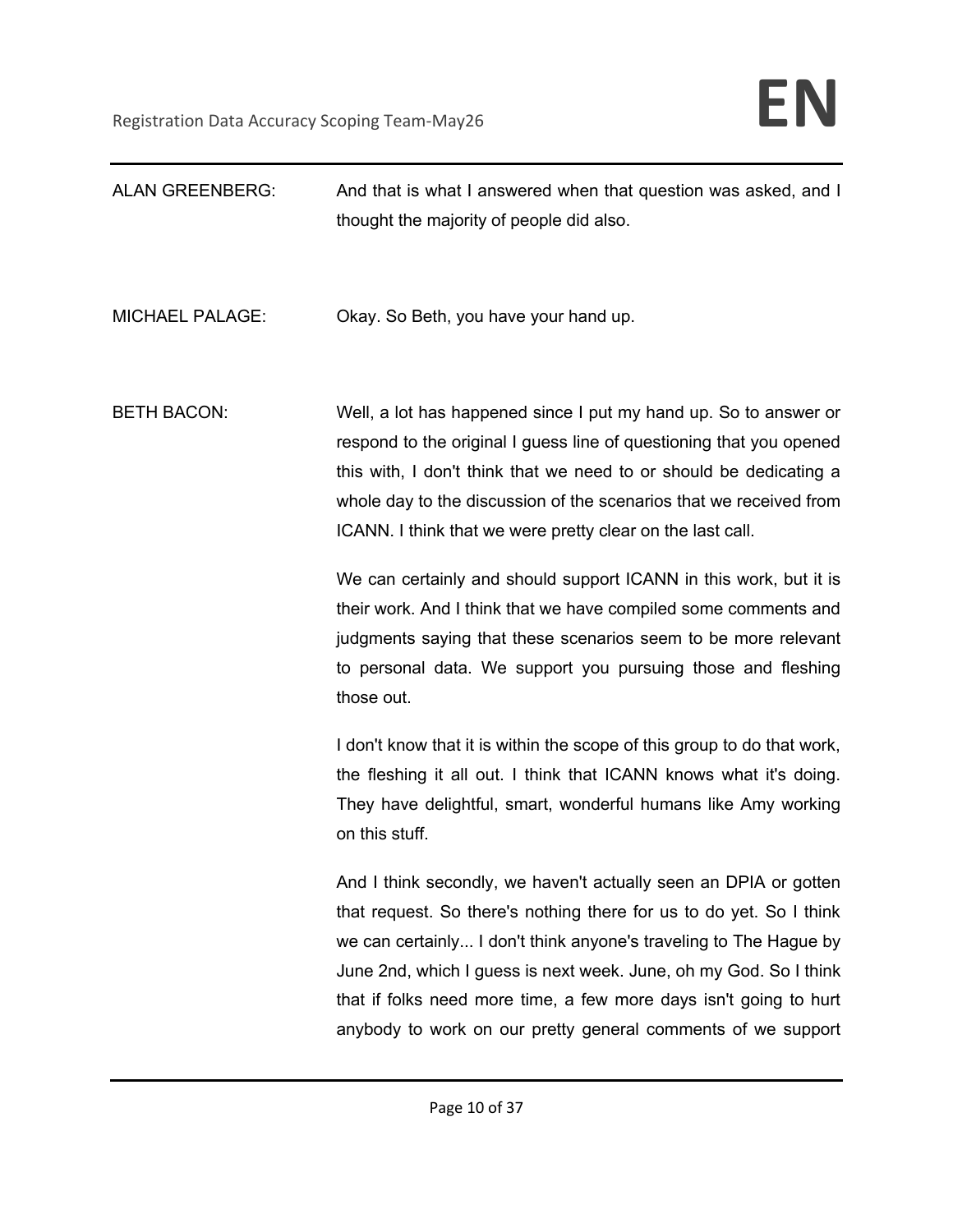ALAN GREENBERG: And that is what I answered when that question was asked, and I thought the majority of people did also.

MICHAEL PALAGE: Okay. So Beth, you have your hand up.

BETH BACON: Well, a lot has happened since I put my hand up. So to answer or respond to the original I guess line of questioning that you opened this with, I don't think that we need to or should be dedicating a whole day to the discussion of the scenarios that we received from ICANN. I think that we were pretty clear on the last call.

We can certainly and should support ICANN in this work, but it is their work. And I think that we have compiled some comments and judgments saying that these scenarios seem to be more relevant to personal data. We support you pursuing those and fleshing those out.

I don't know that it is within the scope of this group to do that work, the fleshing it all out. I think that ICANN knows what it's doing. They have delightful, smart, wonderful humans like Amy working on this stuff.

And I think secondly, we haven't actually seen an DPIA or gotten that request. So there's nothing there for us to do yet. So I think we can certainly... I don't think anyone's traveling to The Hague by June 2nd, which I guess is next week. June, oh my God. So I think that if folks need more time, a few more days isn't going to hurt anybody to work on our pretty general comments of we support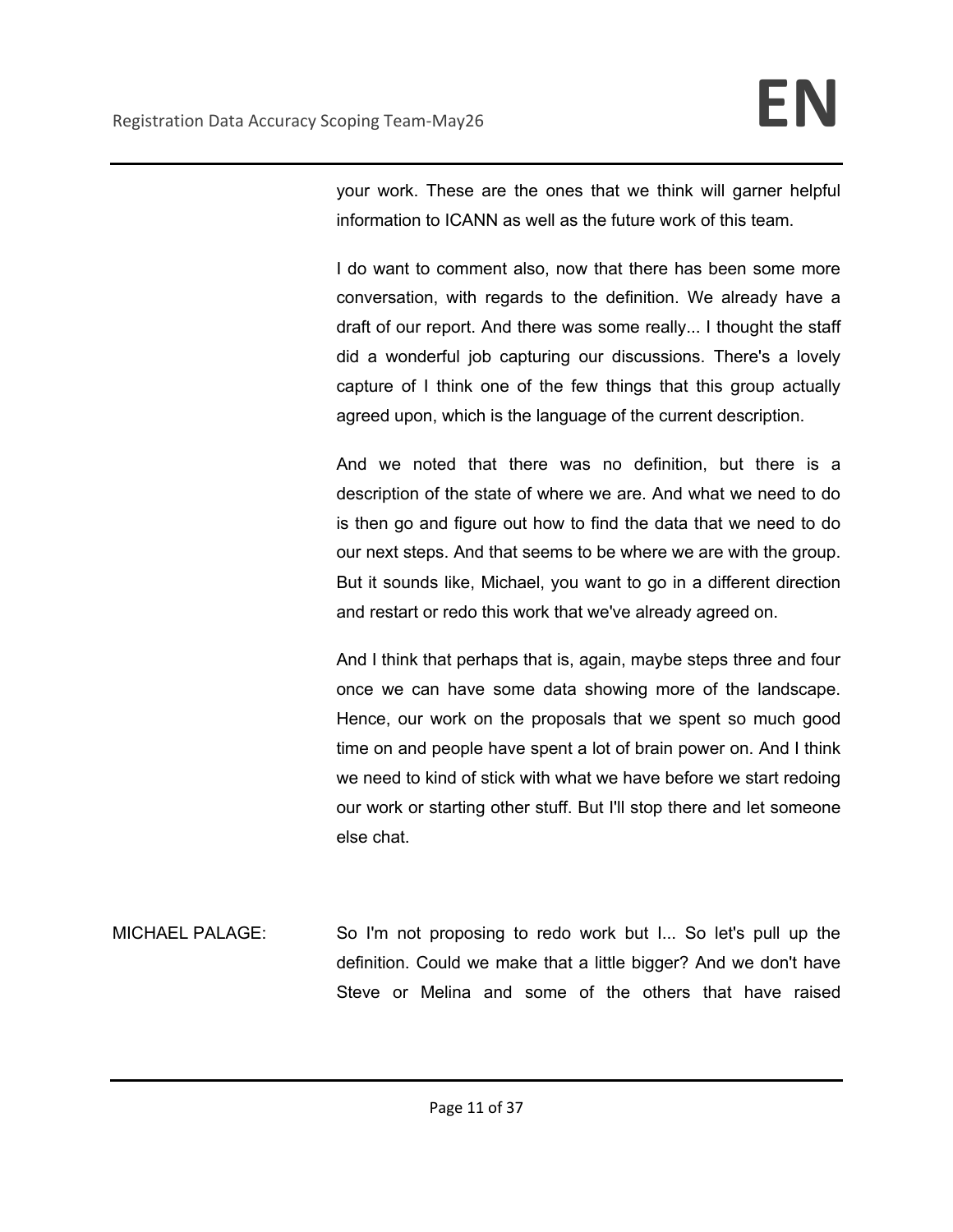your work. These are the ones that we think will garner helpful information to ICANN as well as the future work of this team.

I do want to comment also, now that there has been some more conversation, with regards to the definition. We already have a draft of our report. And there was some really... I thought the staff did a wonderful job capturing our discussions. There's a lovely capture of I think one of the few things that this group actually agreed upon, which is the language of the current description.

And we noted that there was no definition, but there is a description of the state of where we are. And what we need to do is then go and figure out how to find the data that we need to do our next steps. And that seems to be where we are with the group. But it sounds like, Michael, you want to go in a different direction and restart or redo this work that we've already agreed on.

And I think that perhaps that is, again, maybe steps three and four once we can have some data showing more of the landscape. Hence, our work on the proposals that we spent so much good time on and people have spent a lot of brain power on. And I think we need to kind of stick with what we have before we start redoing our work or starting other stuff. But I'll stop there and let someone else chat.

MICHAEL PALAGE: So I'm not proposing to redo work but I... So let's pull up the definition. Could we make that a little bigger? And we don't have Steve or Melina and some of the others that have raised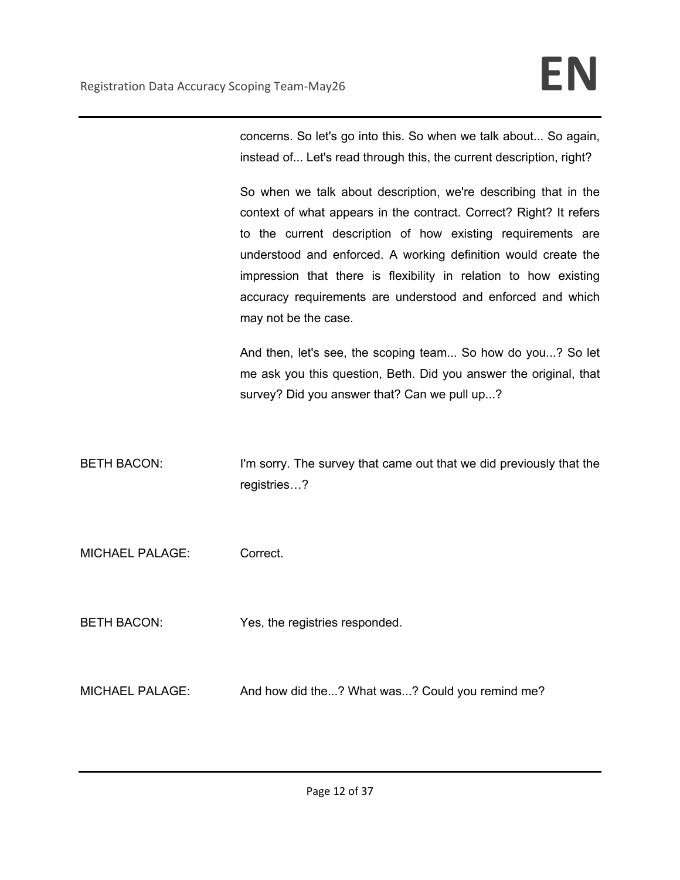concerns. So let's go into this. So when we talk about... So again, instead of... Let's read through this, the current description, right?

So when we talk about description, we're describing that in the context of what appears in the contract. Correct? Right? It refers to the current description of how existing requirements are understood and enforced. A working definition would create the impression that there is flexibility in relation to how existing accuracy requirements are understood and enforced and which may not be the case.

And then, let's see, the scoping team... So how do you...? So let me ask you this question, Beth. Did you answer the original, that survey? Did you answer that? Can we pull up...?

BETH BACON: I'm sorry. The survey that came out that we did previously that the registries…?

MICHAEL PALAGE: Correct.

BETH BACON: Yes, the registries responded.

MICHAEL PALAGE: And how did the...? What was...? Could you remind me?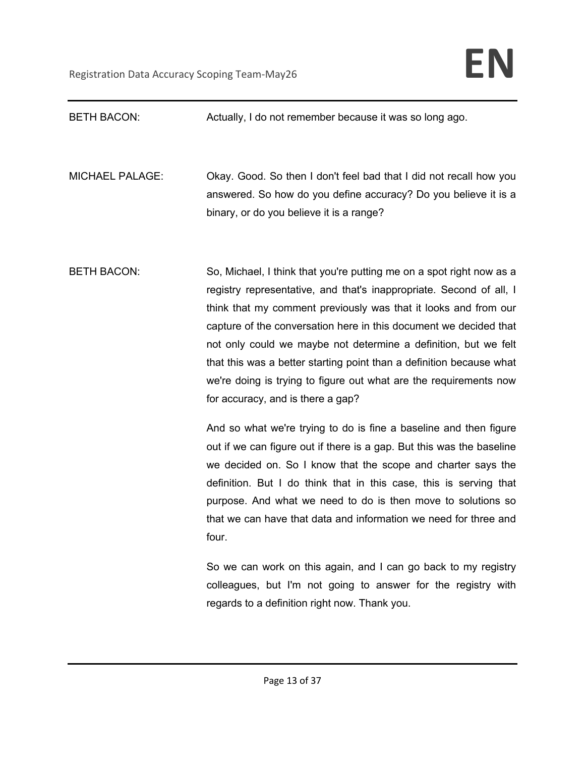BETH BACON: Actually, I do not remember because it was so long ago.

MICHAEL PALAGE: Okay. Good. So then I don't feel bad that I did not recall how you answered. So how do you define accuracy? Do you believe it is a binary, or do you believe it is a range?

BETH BACON: So, Michael, I think that you're putting me on a spot right now as a registry representative, and that's inappropriate. Second of all, I think that my comment previously was that it looks and from our capture of the conversation here in this document we decided that not only could we maybe not determine a definition, but we felt that this was a better starting point than a definition because what we're doing is trying to figure out what are the requirements now for accuracy, and is there a gap?

And so what we're trying to do is fine a baseline and then figure out if we can figure out if there is a gap. But this was the baseline we decided on. So I know that the scope and charter says the definition. But I do think that in this case, this is serving that purpose. And what we need to do is then move to solutions so that we can have that data and information we need for three and four.

So we can work on this again, and I can go back to my registry colleagues, but I'm not going to answer for the registry with regards to a definition right now. Thank you.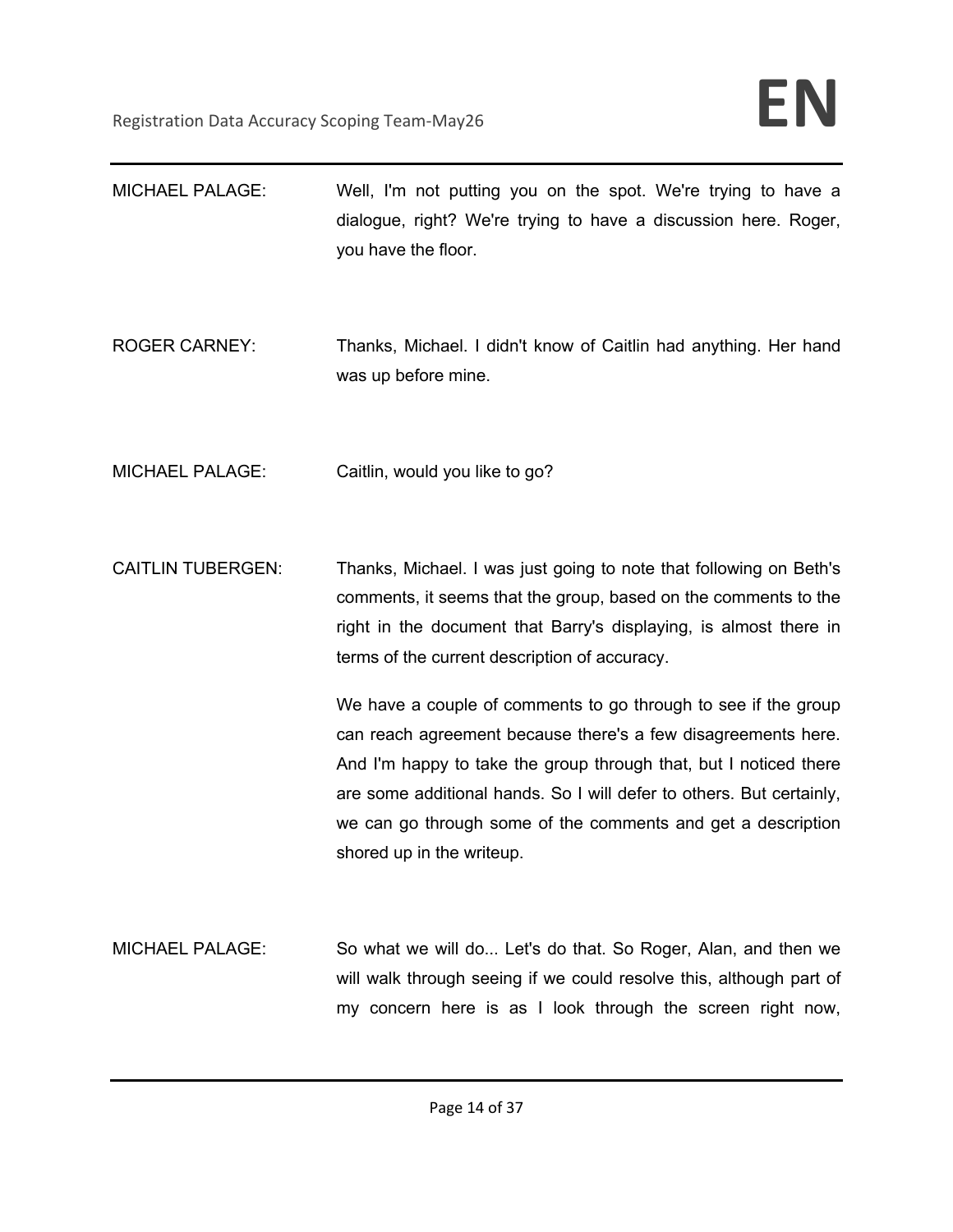MICHAEL PALAGE: Well, I'm not putting you on the spot. We're trying to have a dialogue, right? We're trying to have a discussion here. Roger, you have the floor.

ROGER CARNEY: Thanks, Michael. I didn't know of Caitlin had anything. Her hand was up before mine.

MICHAEL PALAGE: Caitlin, would you like to go?

CAITLIN TUBERGEN: Thanks, Michael. I was just going to note that following on Beth's comments, it seems that the group, based on the comments to the right in the document that Barry's displaying, is almost there in terms of the current description of accuracy.

We have a couple of comments to go through to see if the group can reach agreement because there's a few disagreements here. And I'm happy to take the group through that, but I noticed there are some additional hands. So I will defer to others. But certainly, we can go through some of the comments and get a description shored up in the writeup.

MICHAEL PALAGE: So what we will do... Let's do that. So Roger, Alan, and then we will walk through seeing if we could resolve this, although part of my concern here is as I look through the screen right now,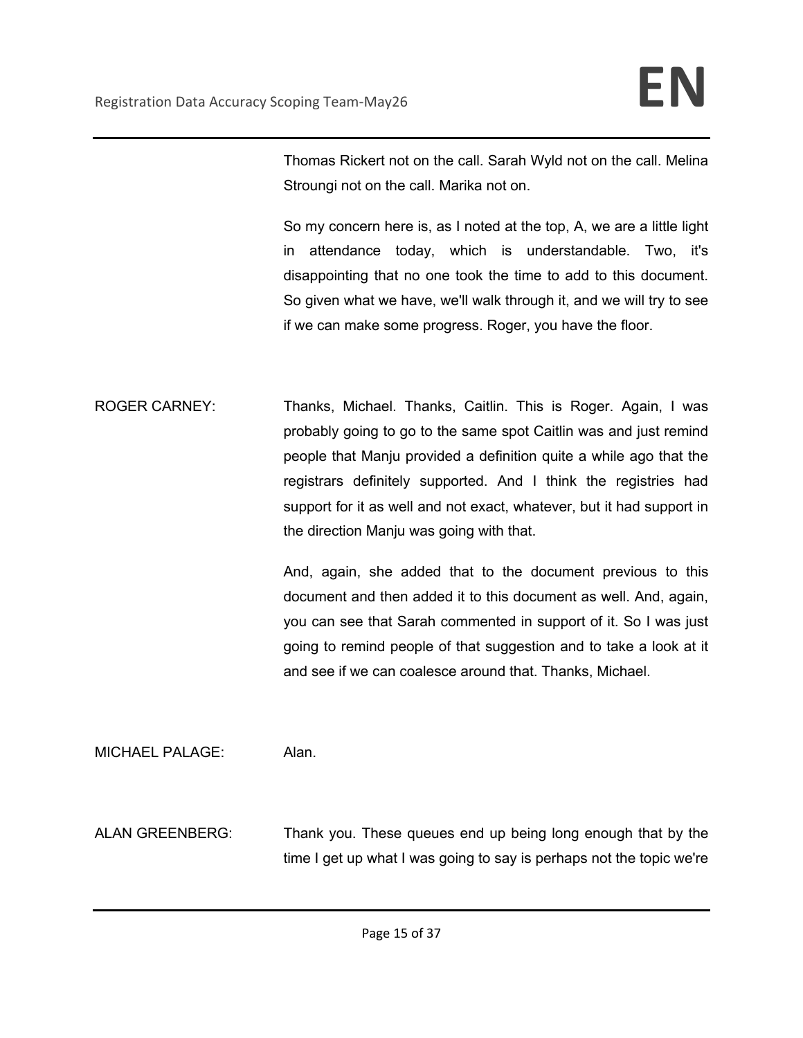Thomas Rickert not on the call. Sarah Wyld not on the call. Melina Stroungi not on the call. Marika not on.

So my concern here is, as I noted at the top, A, we are a little light in attendance today, which is understandable. Two, it's disappointing that no one took the time to add to this document. So given what we have, we'll walk through it, and we will try to see if we can make some progress. Roger, you have the floor.

ROGER CARNEY: Thanks, Michael. Thanks, Caitlin. This is Roger. Again, I was probably going to go to the same spot Caitlin was and just remind people that Manju provided a definition quite a while ago that the registrars definitely supported. And I think the registries had support for it as well and not exact, whatever, but it had support in the direction Manju was going with that.

And, again, she added that to the document previous to this document and then added it to this document as well. And, again, you can see that Sarah commented in support of it. So I was just going to remind people of that suggestion and to take a look at it and see if we can coalesce around that. Thanks, Michael.

MICHAEL PALAGE: Alan.

ALAN GREENBERG: Thank you. These queues end up being long enough that by the time I get up what I was going to say is perhaps not the topic we're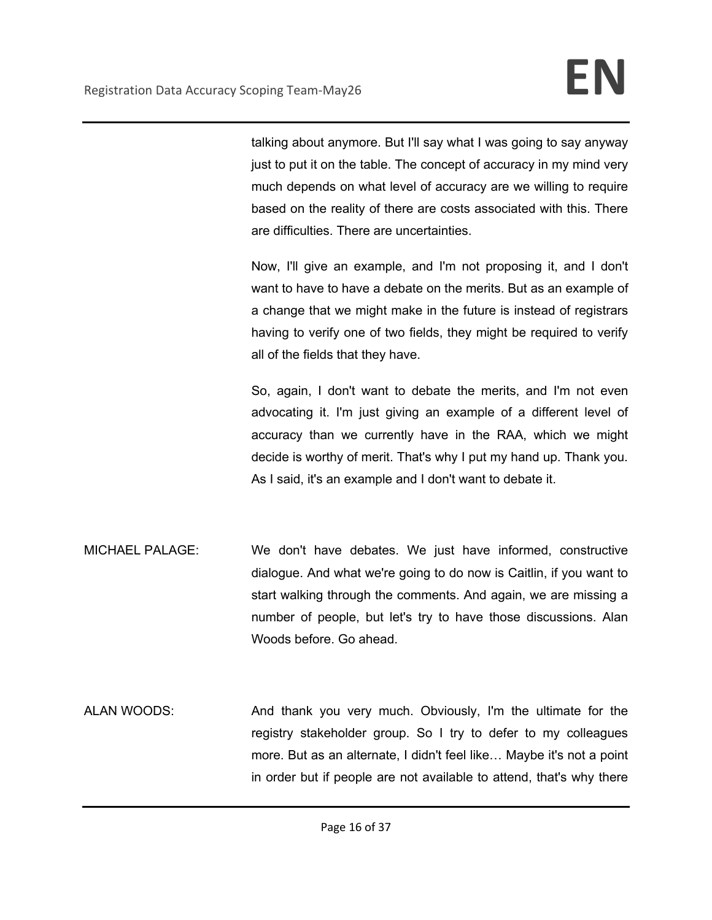talking about anymore. But I'll say what I was going to say anyway just to put it on the table. The concept of accuracy in my mind very much depends on what level of accuracy are we willing to require based on the reality of there are costs associated with this. There are difficulties. There are uncertainties.

Now, I'll give an example, and I'm not proposing it, and I don't want to have to have a debate on the merits. But as an example of a change that we might make in the future is instead of registrars having to verify one of two fields, they might be required to verify all of the fields that they have.

So, again, I don't want to debate the merits, and I'm not even advocating it. I'm just giving an example of a different level of accuracy than we currently have in the RAA, which we might decide is worthy of merit. That's why I put my hand up. Thank you. As I said, it's an example and I don't want to debate it.

MICHAEL PALAGE: We don't have debates. We just have informed, constructive dialogue. And what we're going to do now is Caitlin, if you want to start walking through the comments. And again, we are missing a number of people, but let's try to have those discussions. Alan Woods before. Go ahead.

ALAN WOODS: And thank you very much. Obviously, I'm the ultimate for the registry stakeholder group. So I try to defer to my colleagues more. But as an alternate, I didn't feel like… Maybe it's not a point in order but if people are not available to attend, that's why there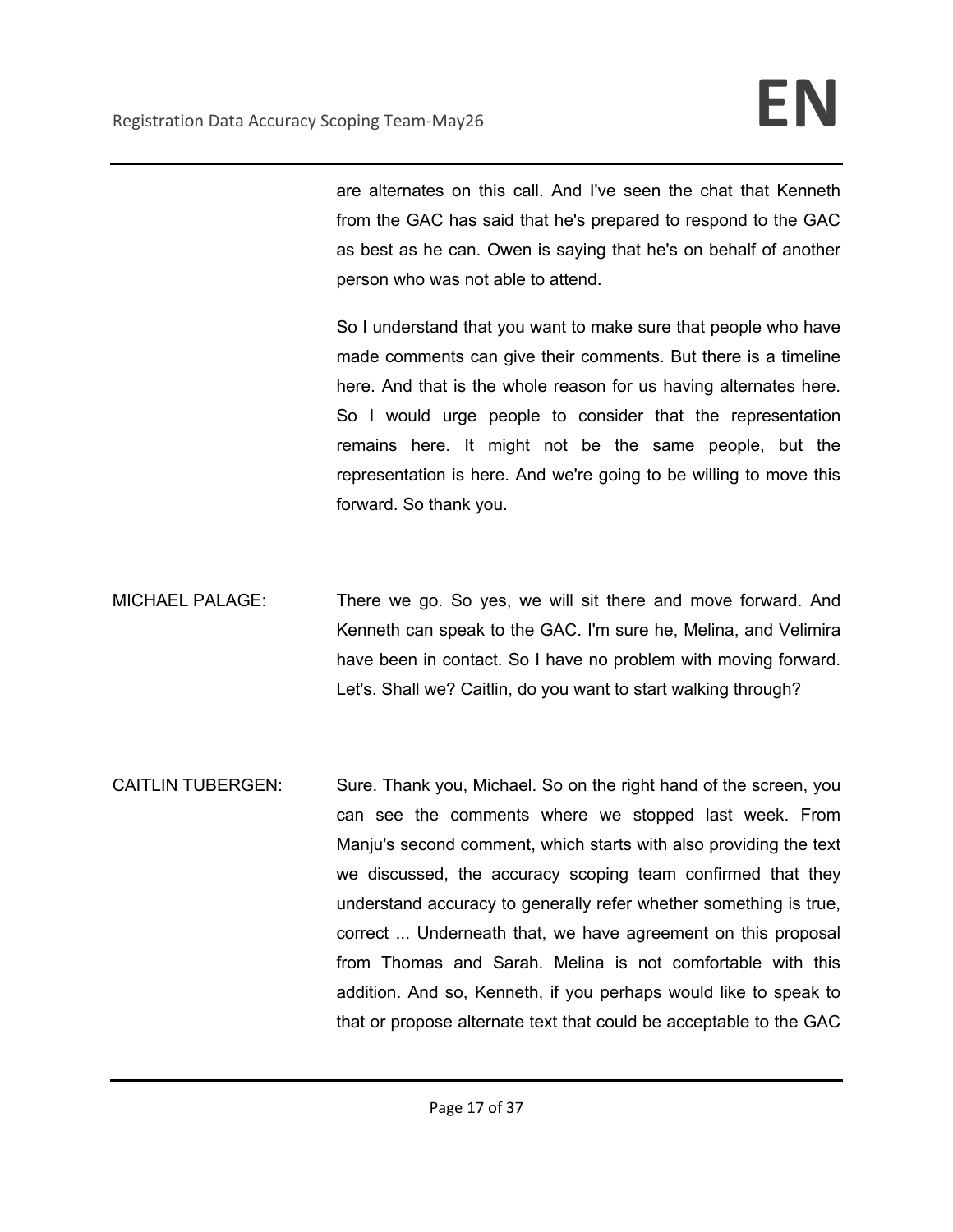are alternates on this call. And I've seen the chat that Kenneth from the GAC has said that he's prepared to respond to the GAC as best as he can. Owen is saying that he's on behalf of another person who was not able to attend.

So I understand that you want to make sure that people who have made comments can give their comments. But there is a timeline here. And that is the whole reason for us having alternates here. So I would urge people to consider that the representation remains here. It might not be the same people, but the representation is here. And we're going to be willing to move this forward. So thank you.

MICHAEL PALAGE: There we go. So yes, we will sit there and move forward. And Kenneth can speak to the GAC. I'm sure he, Melina, and Velimira have been in contact. So I have no problem with moving forward. Let's. Shall we? Caitlin, do you want to start walking through?

CAITLIN TUBERGEN: Sure. Thank you, Michael. So on the right hand of the screen, you can see the comments where we stopped last week. From Manju's second comment, which starts with also providing the text we discussed, the accuracy scoping team confirmed that they understand accuracy to generally refer whether something is true, correct ... Underneath that, we have agreement on this proposal from Thomas and Sarah. Melina is not comfortable with this addition. And so, Kenneth, if you perhaps would like to speak to that or propose alternate text that could be acceptable to the GAC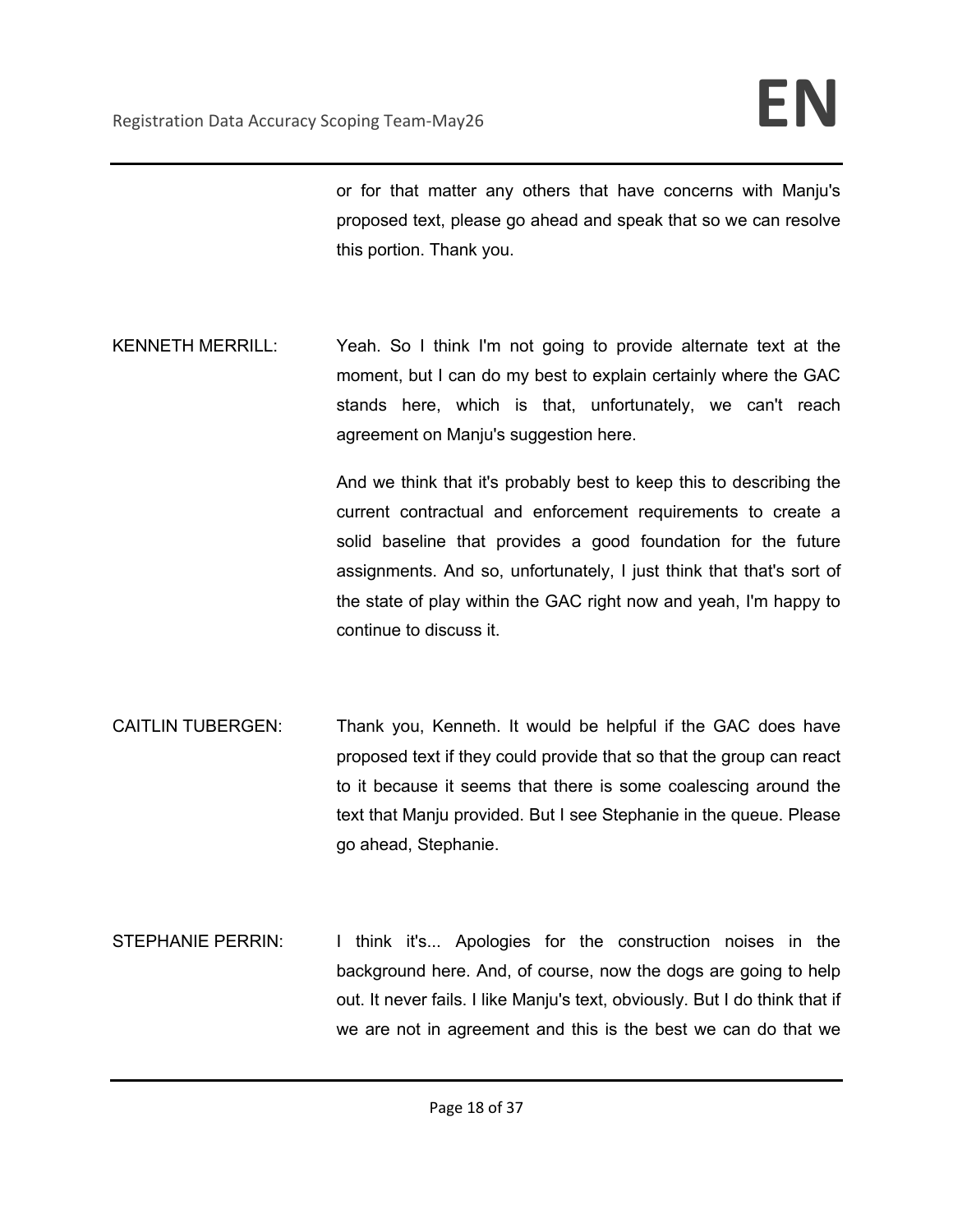or for that matter any others that have concerns with Manju's proposed text, please go ahead and speak that so we can resolve this portion. Thank you.

KENNETH MERRILL: Yeah. So I think I'm not going to provide alternate text at the moment, but I can do my best to explain certainly where the GAC stands here, which is that, unfortunately, we can't reach agreement on Manju's suggestion here.

And we think that it's probably best to keep this to describing the current contractual and enforcement requirements to create a solid baseline that provides a good foundation for the future assignments. And so, unfortunately, I just think that that's sort of the state of play within the GAC right now and yeah, I'm happy to continue to discuss it.

CAITLIN TUBERGEN: Thank you, Kenneth. It would be helpful if the GAC does have proposed text if they could provide that so that the group can react to it because it seems that there is some coalescing around the text that Manju provided. But I see Stephanie in the queue. Please go ahead, Stephanie.

STEPHANIE PERRIN: I think it's... Apologies for the construction noises in the background here. And, of course, now the dogs are going to help out. It never fails. I like Manju's text, obviously. But I do think that if we are not in agreement and this is the best we can do that we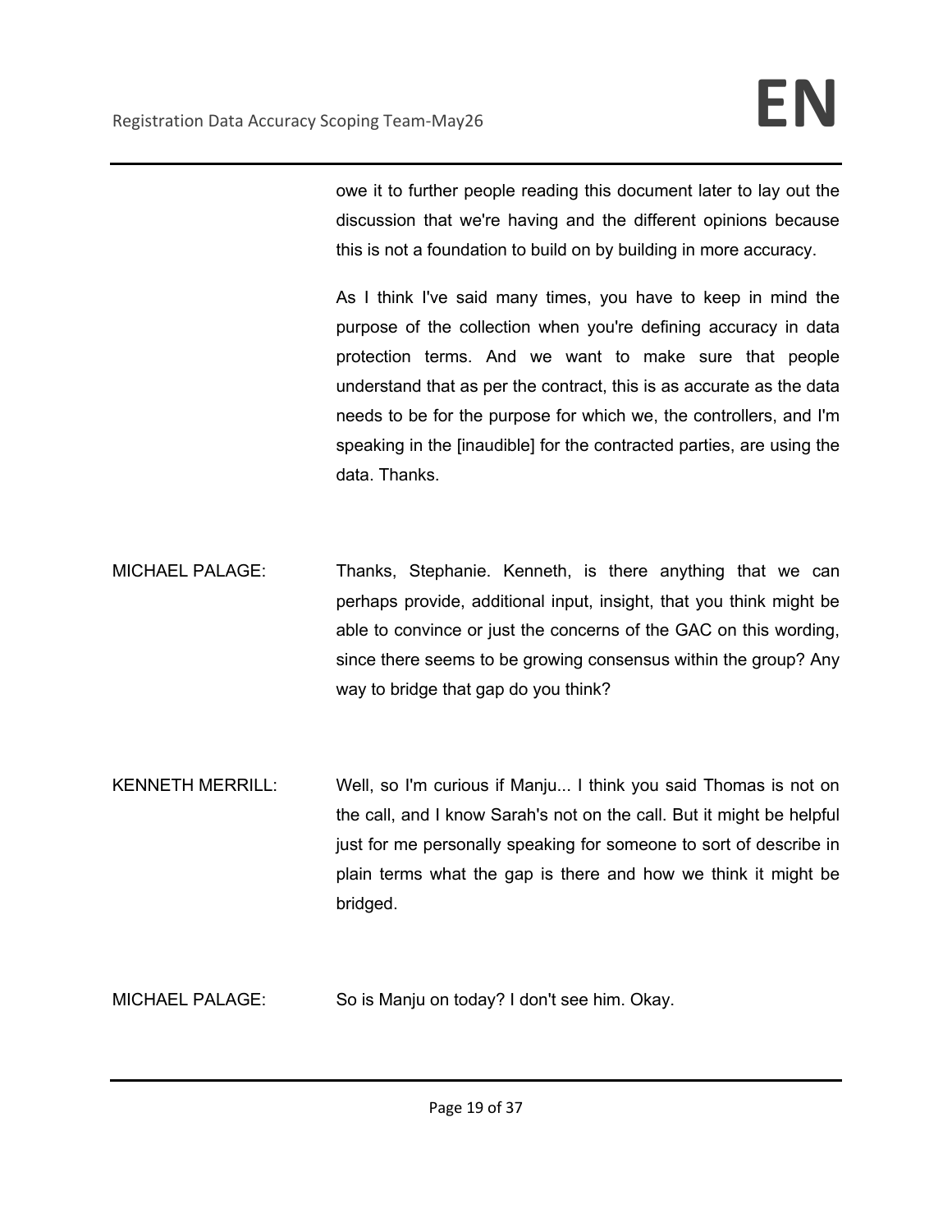owe it to further people reading this document later to lay out the discussion that we're having and the different opinions because this is not a foundation to build on by building in more accuracy.

As I think I've said many times, you have to keep in mind the purpose of the collection when you're defining accuracy in data protection terms. And we want to make sure that people understand that as per the contract, this is as accurate as the data needs to be for the purpose for which we, the controllers, and I'm speaking in the [inaudible] for the contracted parties, are using the data. Thanks.

MICHAEL PALAGE: Thanks, Stephanie. Kenneth, is there anything that we can perhaps provide, additional input, insight, that you think might be able to convince or just the concerns of the GAC on this wording, since there seems to be growing consensus within the group? Any way to bridge that gap do you think?

KENNETH MERRILL: Well, so I'm curious if Manju... I think you said Thomas is not on the call, and I know Sarah's not on the call. But it might be helpful just for me personally speaking for someone to sort of describe in plain terms what the gap is there and how we think it might be bridged.

MICHAEL PALAGE: So is Manju on today? I don't see him. Okay.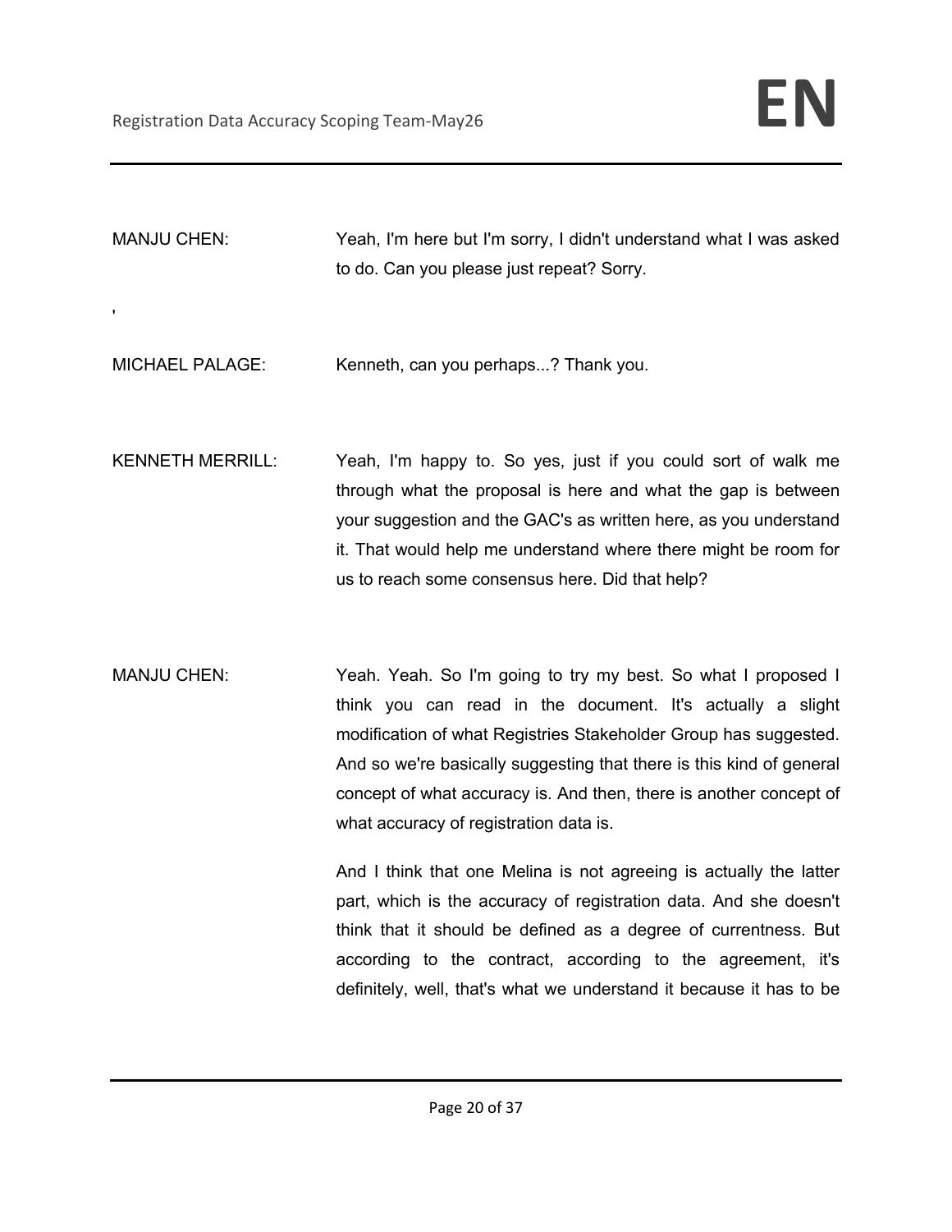MANJU CHEN: Yeah, I'm here but I'm sorry, I didn't understand what I was asked to do. Can you please just repeat? Sorry.

'

MICHAEL PALAGE: Kenneth, can you perhaps...? Thank you.

KENNETH MERRILL: Yeah, I'm happy to. So yes, just if you could sort of walk me through what the proposal is here and what the gap is between your suggestion and the GAC's as written here, as you understand it. That would help me understand where there might be room for us to reach some consensus here. Did that help?

MANJU CHEN: Yeah. Yeah. So I'm going to try my best. So what I proposed I think you can read in the document. It's actually a slight modification of what Registries Stakeholder Group has suggested. And so we're basically suggesting that there is this kind of general concept of what accuracy is. And then, there is another concept of what accuracy of registration data is.

And I think that one Melina is not agreeing is actually the latter part, which is the accuracy of registration data. And she doesn't think that it should be defined as a degree of currentness. But according to the contract, according to the agreement, it's definitely, well, that's what we understand it because it has to be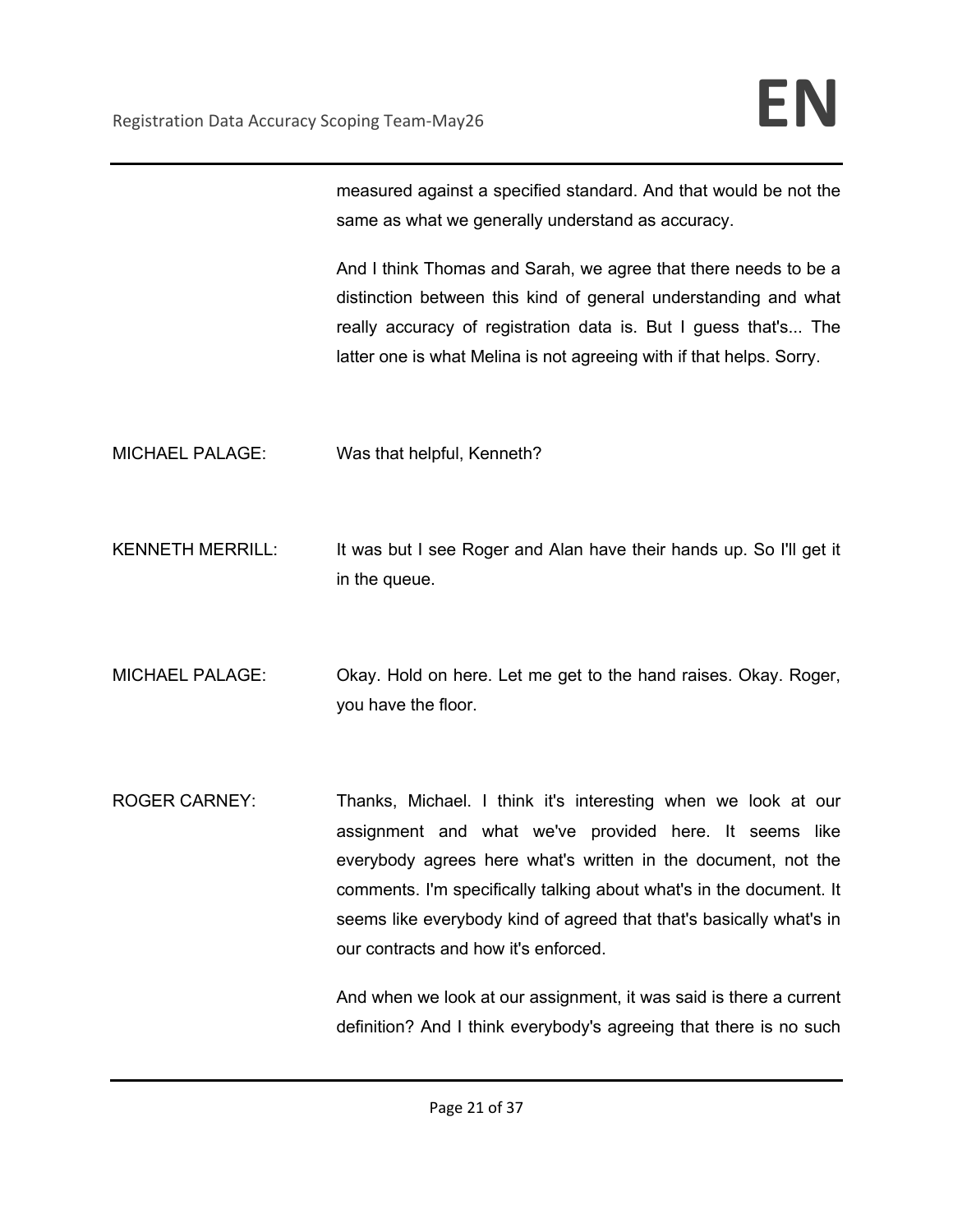measured against a specified standard. And that would be not the same as what we generally understand as accuracy.

And I think Thomas and Sarah, we agree that there needs to be a distinction between this kind of general understanding and what really accuracy of registration data is. But I guess that's... The latter one is what Melina is not agreeing with if that helps. Sorry.

MICHAEL PALAGE: Was that helpful, Kenneth?

KENNETH MERRILL: It was but I see Roger and Alan have their hands up. So I'll get it in the queue.

MICHAEL PALAGE: Okay. Hold on here. Let me get to the hand raises. Okay. Roger, you have the floor.

ROGER CARNEY: Thanks, Michael. I think it's interesting when we look at our assignment and what we've provided here. It seems like everybody agrees here what's written in the document, not the comments. I'm specifically talking about what's in the document. It seems like everybody kind of agreed that that's basically what's in our contracts and how it's enforced.

And when we look at our assignment, it was said is there a current definition? And I think everybody's agreeing that there is no such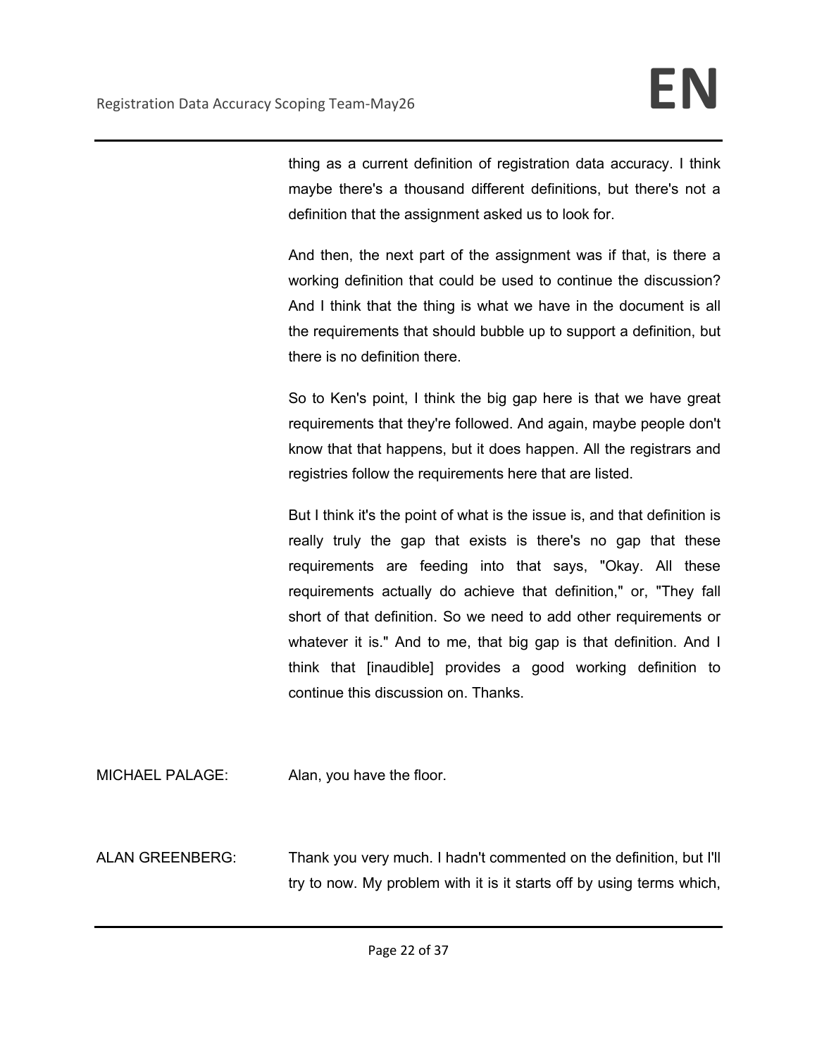thing as a current definition of registration data accuracy. I think maybe there's a thousand different definitions, but there's not a definition that the assignment asked us to look for.

And then, the next part of the assignment was if that, is there a working definition that could be used to continue the discussion? And I think that the thing is what we have in the document is all the requirements that should bubble up to support a definition, but there is no definition there.

So to Ken's point, I think the big gap here is that we have great requirements that they're followed. And again, maybe people don't know that that happens, but it does happen. All the registrars and registries follow the requirements here that are listed.

But I think it's the point of what is the issue is, and that definition is really truly the gap that exists is there's no gap that these requirements are feeding into that says, "Okay. All these requirements actually do achieve that definition," or, "They fall short of that definition. So we need to add other requirements or whatever it is." And to me, that big gap is that definition. And I think that [inaudible] provides a good working definition to continue this discussion on. Thanks.

MICHAEL PALAGE: Alan, you have the floor.

ALAN GREENBERG: Thank you very much. I hadn't commented on the definition, but I'll try to now. My problem with it is it starts off by using terms which,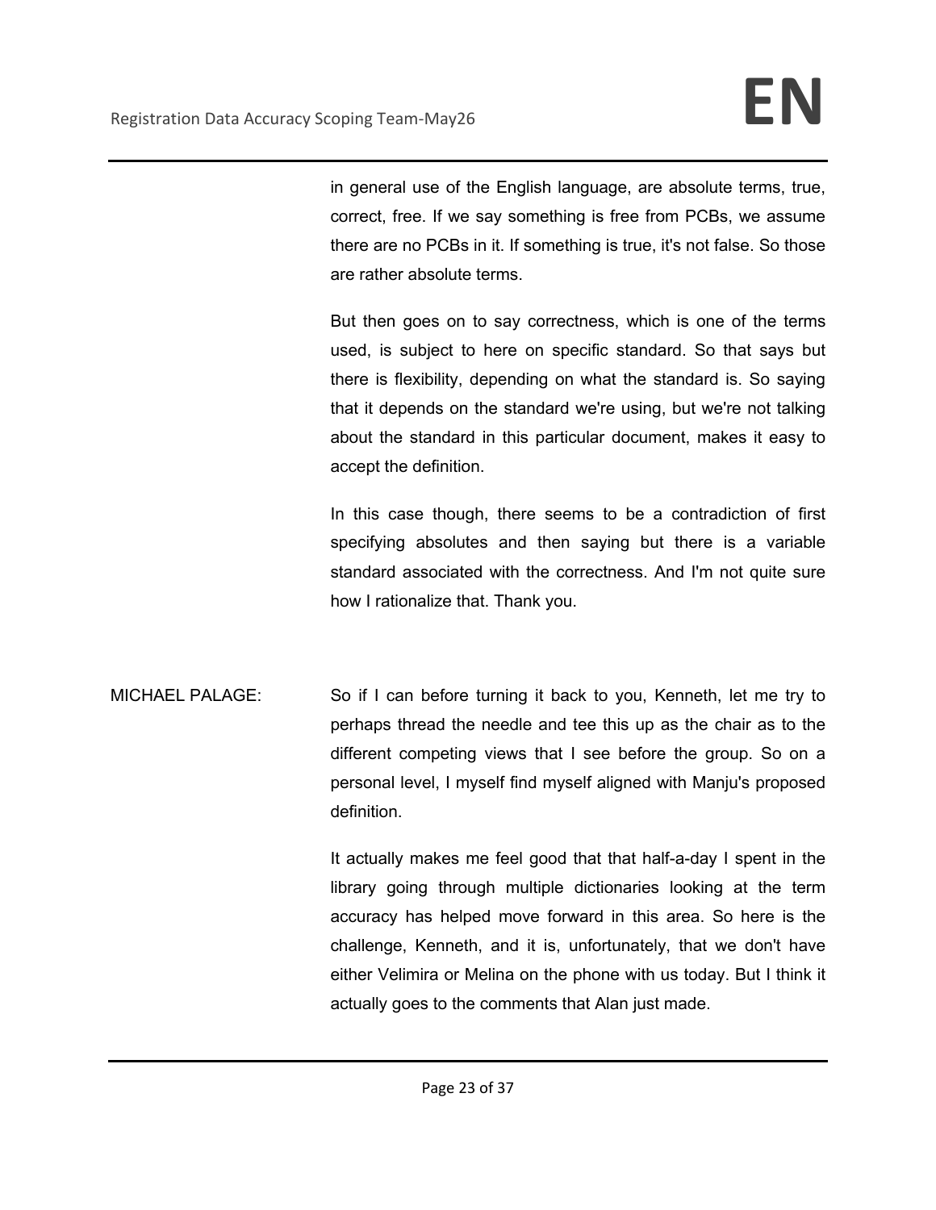in general use of the English language, are absolute terms, true, correct, free. If we say something is free from PCBs, we assume there are no PCBs in it. If something is true, it's not false. So those are rather absolute terms.

But then goes on to say correctness, which is one of the terms used, is subject to here on specific standard. So that says but there is flexibility, depending on what the standard is. So saying that it depends on the standard we're using, but we're not talking about the standard in this particular document, makes it easy to accept the definition.

In this case though, there seems to be a contradiction of first specifying absolutes and then saying but there is a variable standard associated with the correctness. And I'm not quite sure how I rationalize that. Thank you.

MICHAEL PALAGE: So if I can before turning it back to you, Kenneth, let me try to perhaps thread the needle and tee this up as the chair as to the different competing views that I see before the group. So on a personal level, I myself find myself aligned with Manju's proposed definition.

It actually makes me feel good that that half-a-day I spent in the library going through multiple dictionaries looking at the term accuracy has helped move forward in this area. So here is the challenge, Kenneth, and it is, unfortunately, that we don't have either Velimira or Melina on the phone with us today. But I think it actually goes to the comments that Alan just made.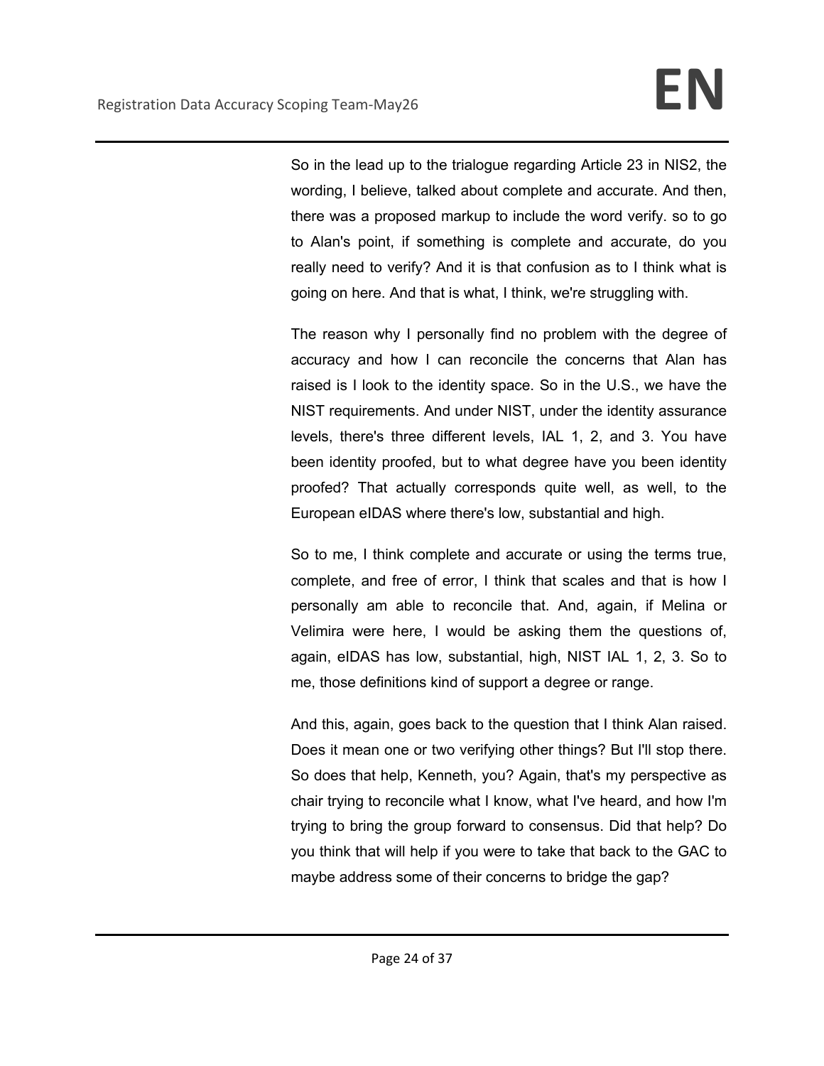So in the lead up to the trialogue regarding Article 23 in NIS2, the wording, I believe, talked about complete and accurate. And then, there was a proposed markup to include the word verify. so to go to Alan's point, if something is complete and accurate, do you really need to verify? And it is that confusion as to I think what is going on here. And that is what, I think, we're struggling with.

The reason why I personally find no problem with the degree of accuracy and how I can reconcile the concerns that Alan has raised is I look to the identity space. So in the U.S., we have the NIST requirements. And under NIST, under the identity assurance levels, there's three different levels, IAL 1, 2, and 3. You have been identity proofed, but to what degree have you been identity proofed? That actually corresponds quite well, as well, to the European eIDAS where there's low, substantial and high.

So to me, I think complete and accurate or using the terms true, complete, and free of error, I think that scales and that is how I personally am able to reconcile that. And, again, if Melina or Velimira were here, I would be asking them the questions of, again, eIDAS has low, substantial, high, NIST IAL 1, 2, 3. So to me, those definitions kind of support a degree or range.

And this, again, goes back to the question that I think Alan raised. Does it mean one or two verifying other things? But I'll stop there. So does that help, Kenneth, you? Again, that's my perspective as chair trying to reconcile what I know, what I've heard, and how I'm trying to bring the group forward to consensus. Did that help? Do you think that will help if you were to take that back to the GAC to maybe address some of their concerns to bridge the gap?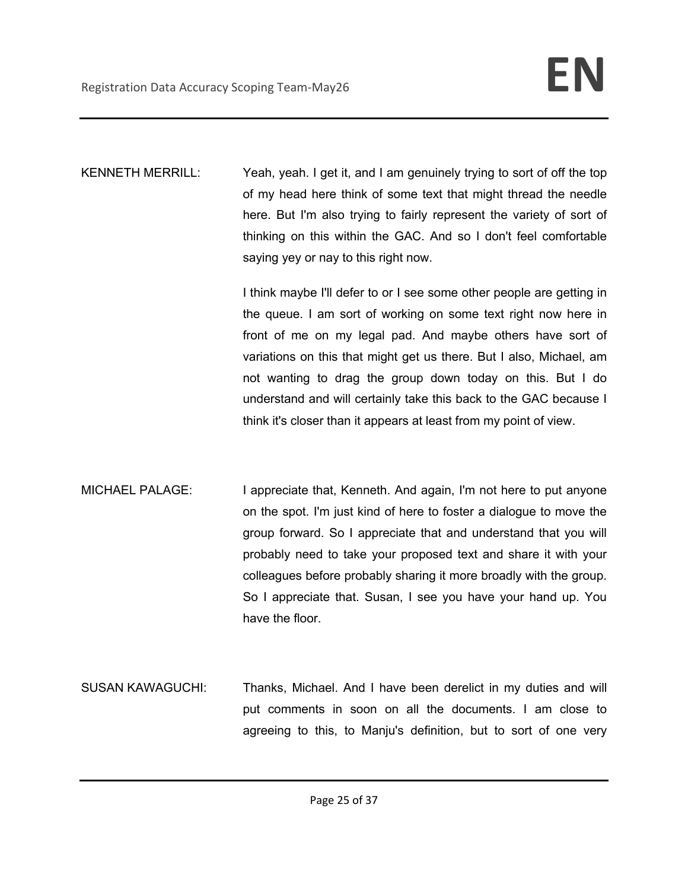KENNETH MERRILL: Yeah, yeah. I get it, and I am genuinely trying to sort of off the top of my head here think of some text that might thread the needle here. But I'm also trying to fairly represent the variety of sort of thinking on this within the GAC. And so I don't feel comfortable saying yey or nay to this right now.

I think maybe I'll defer to or I see some other people are getting in the queue. I am sort of working on some text right now here in front of me on my legal pad. And maybe others have sort of variations on this that might get us there. But I also, Michael, am not wanting to drag the group down today on this. But I do understand and will certainly take this back to the GAC because I think it's closer than it appears at least from my point of view.

MICHAEL PALAGE: I appreciate that, Kenneth. And again, I'm not here to put anyone on the spot. I'm just kind of here to foster a dialogue to move the group forward. So I appreciate that and understand that you will probably need to take your proposed text and share it with your colleagues before probably sharing it more broadly with the group. So I appreciate that. Susan, I see you have your hand up. You have the floor.

SUSAN KAWAGUCHI: Thanks, Michael. And I have been derelict in my duties and will put comments in soon on all the documents. I am close to agreeing to this, to Manju's definition, but to sort of one very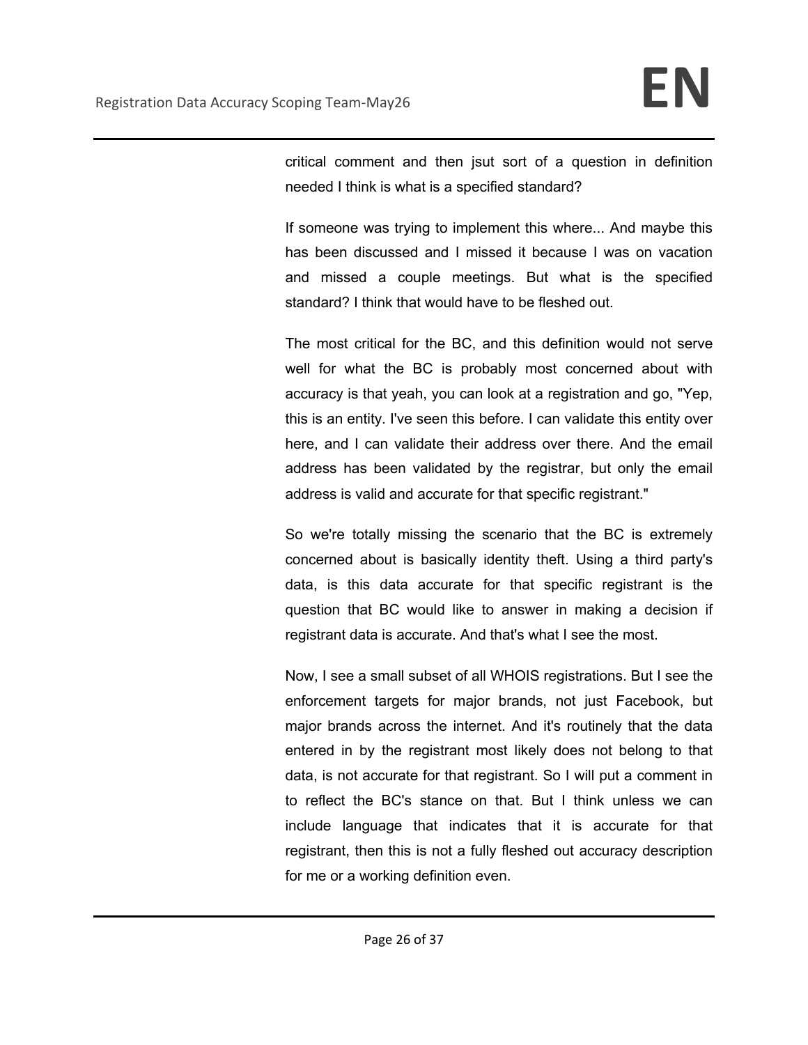critical comment and then jsut sort of a question in definition needed I think is what is a specified standard?

If someone was trying to implement this where... And maybe this has been discussed and I missed it because I was on vacation and missed a couple meetings. But what is the specified standard? I think that would have to be fleshed out.

The most critical for the BC, and this definition would not serve well for what the BC is probably most concerned about with accuracy is that yeah, you can look at a registration and go, "Yep, this is an entity. I've seen this before. I can validate this entity over here, and I can validate their address over there. And the email address has been validated by the registrar, but only the email address is valid and accurate for that specific registrant."

So we're totally missing the scenario that the BC is extremely concerned about is basically identity theft. Using a third party's data, is this data accurate for that specific registrant is the question that BC would like to answer in making a decision if registrant data is accurate. And that's what I see the most.

Now, I see a small subset of all WHOIS registrations. But I see the enforcement targets for major brands, not just Facebook, but major brands across the internet. And it's routinely that the data entered in by the registrant most likely does not belong to that data, is not accurate for that registrant. So I will put a comment in to reflect the BC's stance on that. But I think unless we can include language that indicates that it is accurate for that registrant, then this is not a fully fleshed out accuracy description for me or a working definition even.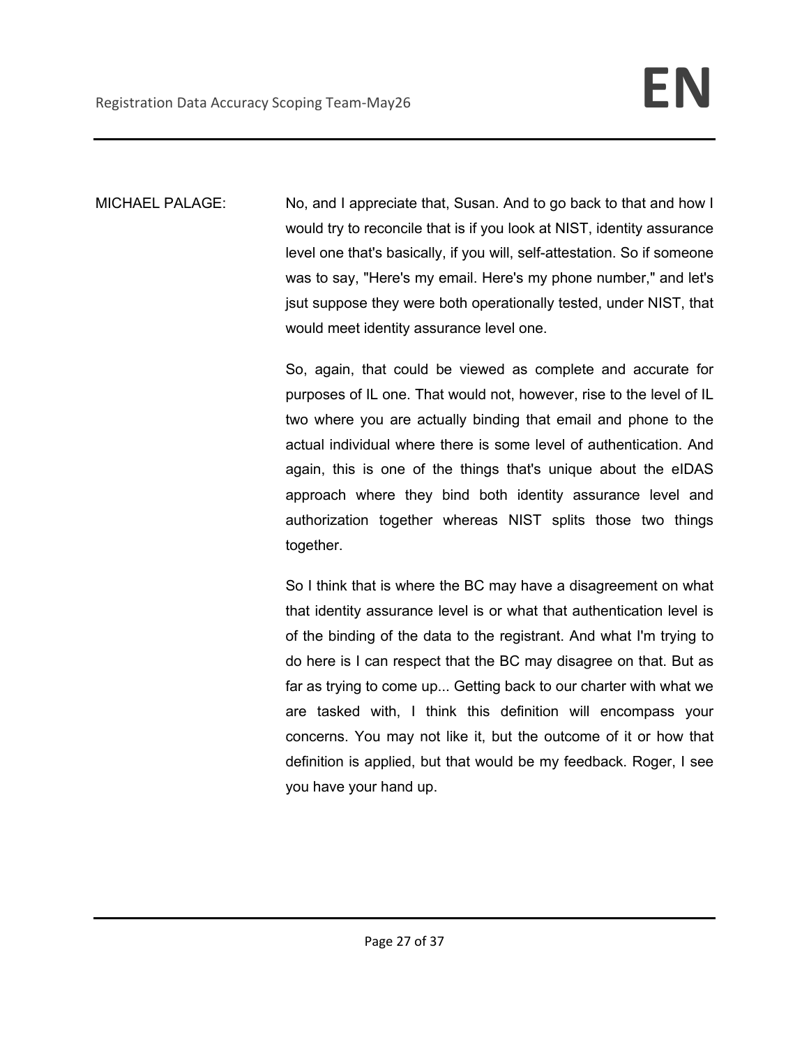MICHAEL PALAGE: No, and I appreciate that, Susan. And to go back to that and how I would try to reconcile that is if you look at NIST, identity assurance level one that's basically, if you will, self-attestation. So if someone was to say, "Here's my email. Here's my phone number," and let's jsut suppose they were both operationally tested, under NIST, that would meet identity assurance level one.

So, again, that could be viewed as complete and accurate for purposes of IL one. That would not, however, rise to the level of IL two where you are actually binding that email and phone to the actual individual where there is some level of authentication. And again, this is one of the things that's unique about the eIDAS approach where they bind both identity assurance level and authorization together whereas NIST splits those two things together.

So I think that is where the BC may have a disagreement on what that identity assurance level is or what that authentication level is of the binding of the data to the registrant. And what I'm trying to do here is I can respect that the BC may disagree on that. But as far as trying to come up... Getting back to our charter with what we are tasked with, I think this definition will encompass your concerns. You may not like it, but the outcome of it or how that definition is applied, but that would be my feedback. Roger, I see you have your hand up.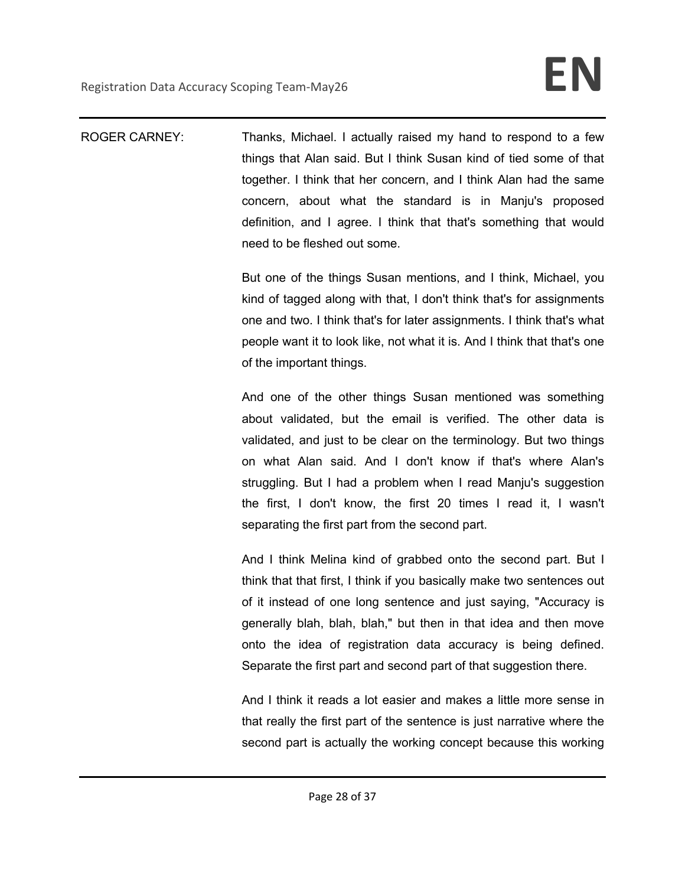ROGER CARNEY: Thanks, Michael. I actually raised my hand to respond to a few things that Alan said. But I think Susan kind of tied some of that together. I think that her concern, and I think Alan had the same concern, about what the standard is in Manju's proposed definition, and I agree. I think that that's something that would need to be fleshed out some.

But one of the things Susan mentions, and I think, Michael, you kind of tagged along with that, I don't think that's for assignments one and two. I think that's for later assignments. I think that's what people want it to look like, not what it is. And I think that that's one of the important things.

And one of the other things Susan mentioned was something about validated, but the email is verified. The other data is validated, and just to be clear on the terminology. But two things on what Alan said. And I don't know if that's where Alan's struggling. But I had a problem when I read Manju's suggestion the first, I don't know, the first 20 times I read it, I wasn't separating the first part from the second part.

And I think Melina kind of grabbed onto the second part. But I think that that first, I think if you basically make two sentences out of it instead of one long sentence and just saying, "Accuracy is generally blah, blah, blah," but then in that idea and then move onto the idea of registration data accuracy is being defined. Separate the first part and second part of that suggestion there.

And I think it reads a lot easier and makes a little more sense in that really the first part of the sentence is just narrative where the second part is actually the working concept because this working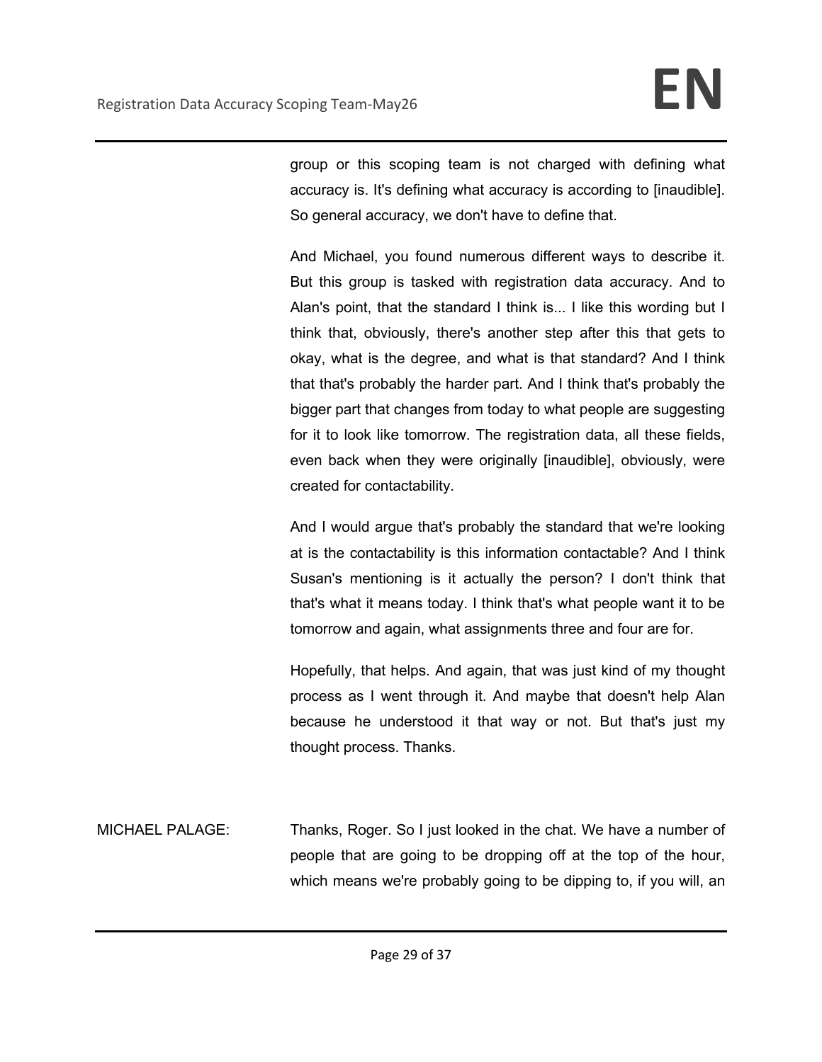group or this scoping team is not charged with defining what accuracy is. It's defining what accuracy is according to [inaudible]. So general accuracy, we don't have to define that.

And Michael, you found numerous different ways to describe it. But this group is tasked with registration data accuracy. And to Alan's point, that the standard I think is... I like this wording but I think that, obviously, there's another step after this that gets to okay, what is the degree, and what is that standard? And I think that that's probably the harder part. And I think that's probably the bigger part that changes from today to what people are suggesting for it to look like tomorrow. The registration data, all these fields, even back when they were originally [inaudible], obviously, were created for contactability.

And I would argue that's probably the standard that we're looking at is the contactability is this information contactable? And I think Susan's mentioning is it actually the person? I don't think that that's what it means today. I think that's what people want it to be tomorrow and again, what assignments three and four are for.

Hopefully, that helps. And again, that was just kind of my thought process as I went through it. And maybe that doesn't help Alan because he understood it that way or not. But that's just my thought process. Thanks.

MICHAEL PALAGE: Thanks, Roger. So I just looked in the chat. We have a number of people that are going to be dropping off at the top of the hour, which means we're probably going to be dipping to, if you will, an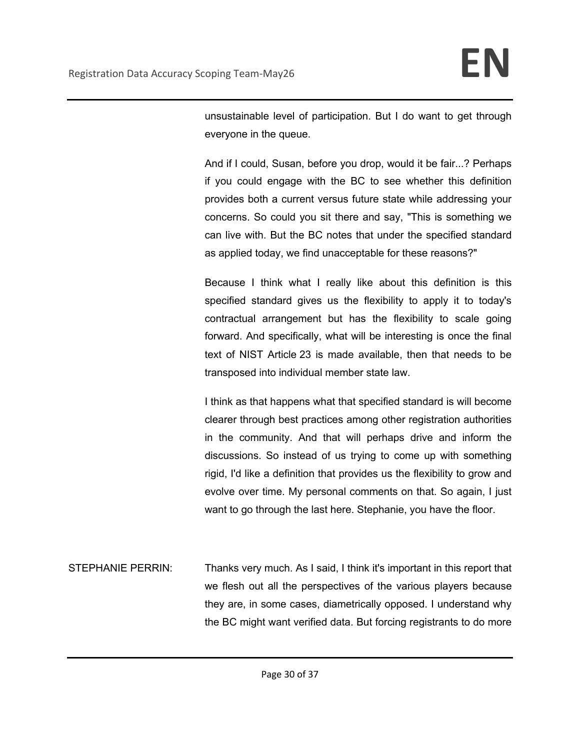unsustainable level of participation. But I do want to get through everyone in the queue.

And if I could, Susan, before you drop, would it be fair...? Perhaps if you could engage with the BC to see whether this definition provides both a current versus future state while addressing your concerns. So could you sit there and say, "This is something we can live with. But the BC notes that under the specified standard as applied today, we find unacceptable for these reasons?"

Because I think what I really like about this definition is this specified standard gives us the flexibility to apply it to today's contractual arrangement but has the flexibility to scale going forward. And specifically, what will be interesting is once the final text of NIST Article 23 is made available, then that needs to be transposed into individual member state law.

I think as that happens what that specified standard is will become clearer through best practices among other registration authorities in the community. And that will perhaps drive and inform the discussions. So instead of us trying to come up with something rigid, I'd like a definition that provides us the flexibility to grow and evolve over time. My personal comments on that. So again, I just want to go through the last here. Stephanie, you have the floor.

STEPHANIE PERRIN: Thanks very much. As I said, I think it's important in this report that we flesh out all the perspectives of the various players because they are, in some cases, diametrically opposed. I understand why the BC might want verified data. But forcing registrants to do more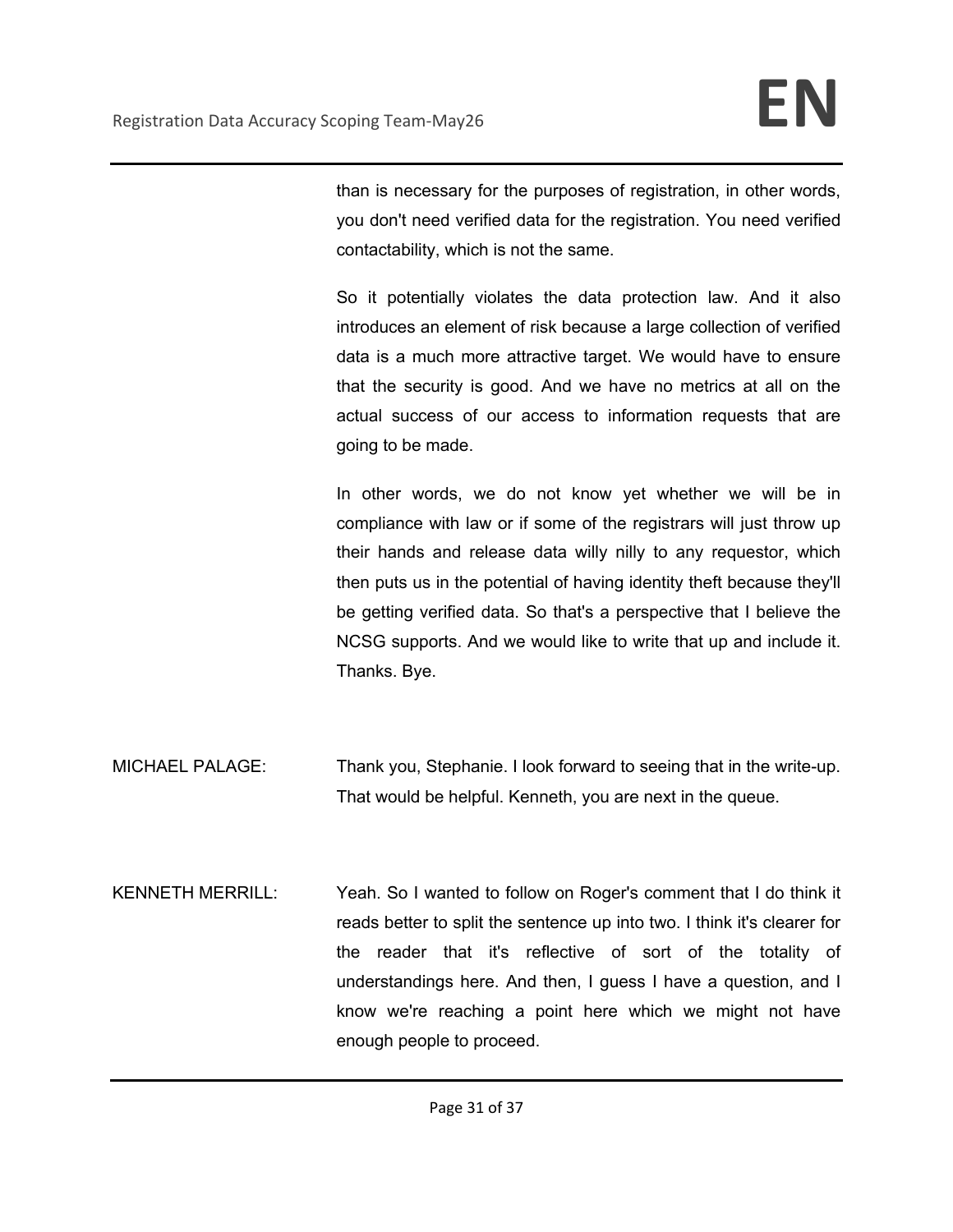than is necessary for the purposes of registration, in other words, you don't need verified data for the registration. You need verified contactability, which is not the same.

So it potentially violates the data protection law. And it also introduces an element of risk because a large collection of verified data is a much more attractive target. We would have to ensure that the security is good. And we have no metrics at all on the actual success of our access to information requests that are going to be made.

In other words, we do not know yet whether we will be in compliance with law or if some of the registrars will just throw up their hands and release data willy nilly to any requestor, which then puts us in the potential of having identity theft because they'll be getting verified data. So that's a perspective that I believe the NCSG supports. And we would like to write that up and include it. Thanks. Bye.

MICHAEL PALAGE: Thank you, Stephanie. I look forward to seeing that in the write-up. That would be helpful. Kenneth, you are next in the queue.

KENNETH MERRILL: Yeah. So I wanted to follow on Roger's comment that I do think it reads better to split the sentence up into two. I think it's clearer for the reader that it's reflective of sort of the totality of understandings here. And then, I guess I have a question, and I know we're reaching a point here which we might not have enough people to proceed.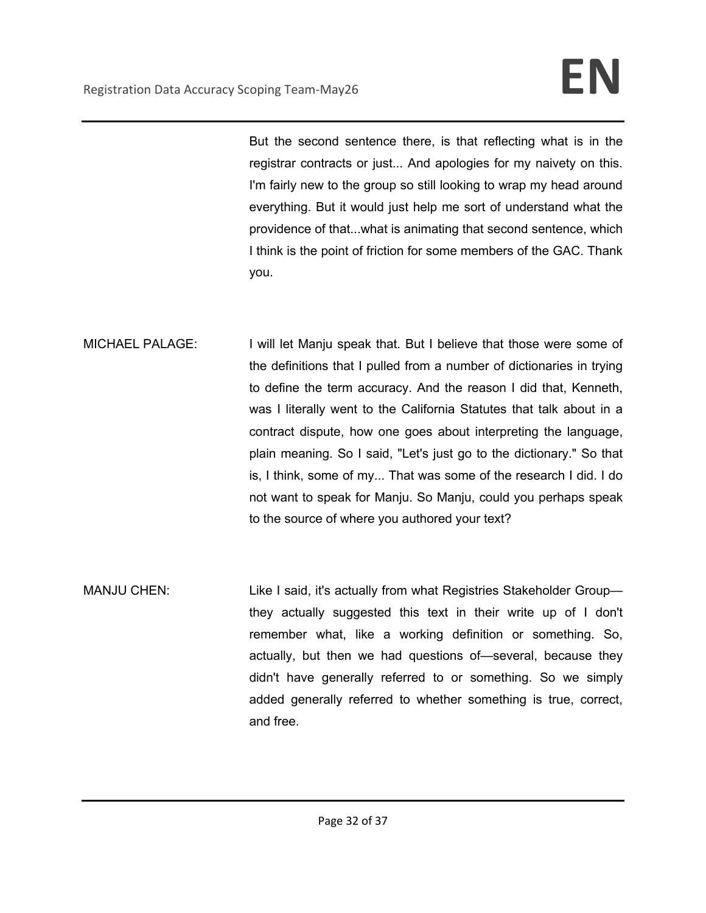But the second sentence there, is that reflecting what is in the registrar contracts or just... And apologies for my naivety on this. I'm fairly new to the group so still looking to wrap my head around everything. But it would just help me sort of understand what the providence of that...what is animating that second sentence, which I think is the point of friction for some members of the GAC. Thank you.

MICHAEL PALAGE: I will let Manju speak that. But I believe that those were some of the definitions that I pulled from a number of dictionaries in trying to define the term accuracy. And the reason I did that, Kenneth, was I literally went to the California Statutes that talk about in a contract dispute, how one goes about interpreting the language, plain meaning. So I said, "Let's just go to the dictionary." So that is, I think, some of my... That was some of the research I did. I do not want to speak for Manju. So Manju, could you perhaps speak to the source of where you authored your text?

MANJU CHEN: Like I said, it's actually from what Registries Stakeholder Group—they actually suggested this text in their write up of I don't remember what, like a working definition or something. So, actually, but then we had questions of—several, because they didn't have generally referred to or something. So we simply added generally referred to whether something is true, correct, and free.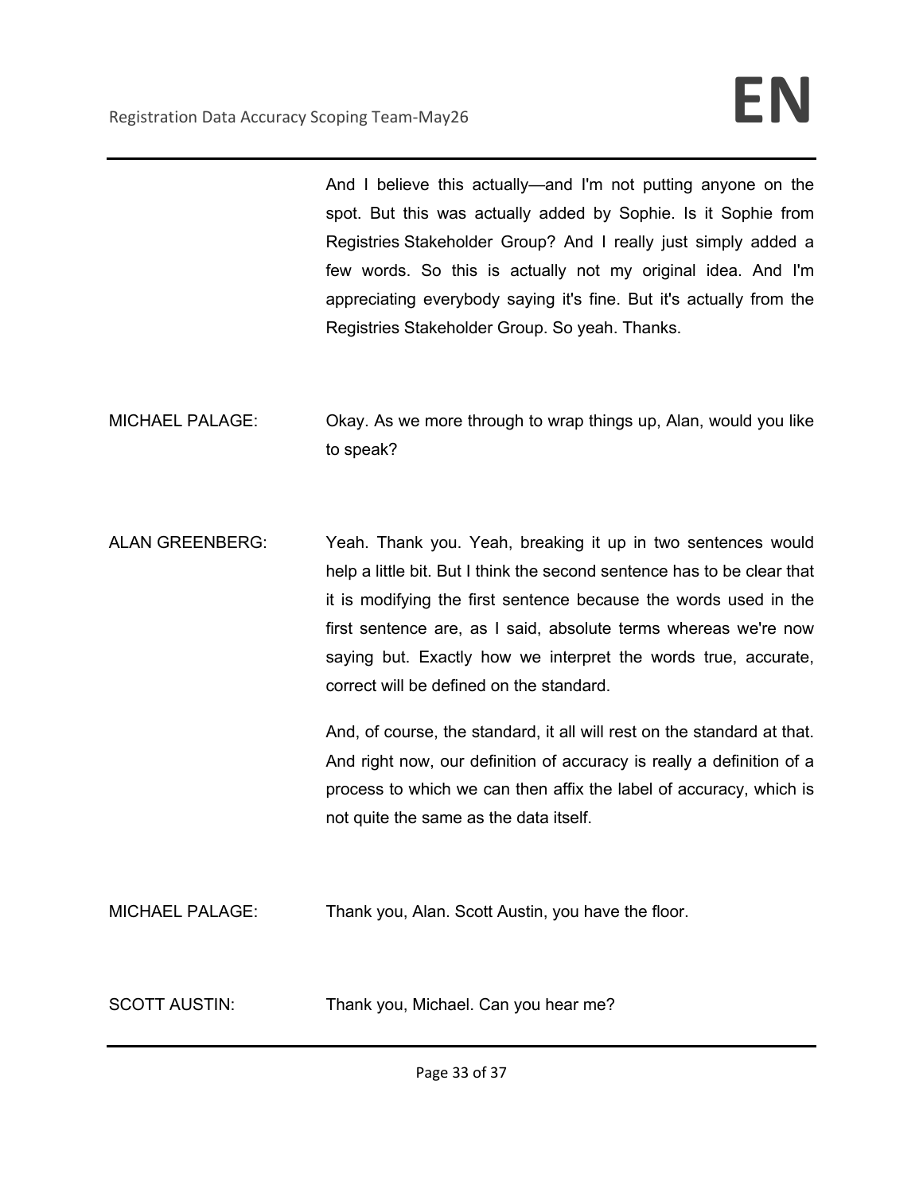And I believe this actually—and I'm not putting anyone on the spot. But this was actually added by Sophie. Is it Sophie from Registries Stakeholder Group? And I really just simply added a few words. So this is actually not my original idea. And I'm appreciating everybody saying it's fine. But it's actually from the Registries Stakeholder Group. So yeah. Thanks.

MICHAEL PALAGE: Okay. As we more through to wrap things up, Alan, would you like to speak?

ALAN GREENBERG: Yeah. Thank you. Yeah, breaking it up in two sentences would help a little bit. But I think the second sentence has to be clear that it is modifying the first sentence because the words used in the first sentence are, as I said, absolute terms whereas we're now saying but. Exactly how we interpret the words true, accurate, correct will be defined on the standard.

And, of course, the standard, it all will rest on the standard at that. And right now, our definition of accuracy is really a definition of a process to which we can then affix the label of accuracy, which is not quite the same as the data itself.

MICHAEL PALAGE: Thank you, Alan. Scott Austin, you have the floor.

SCOTT AUSTIN: Thank you, Michael. Can you hear me?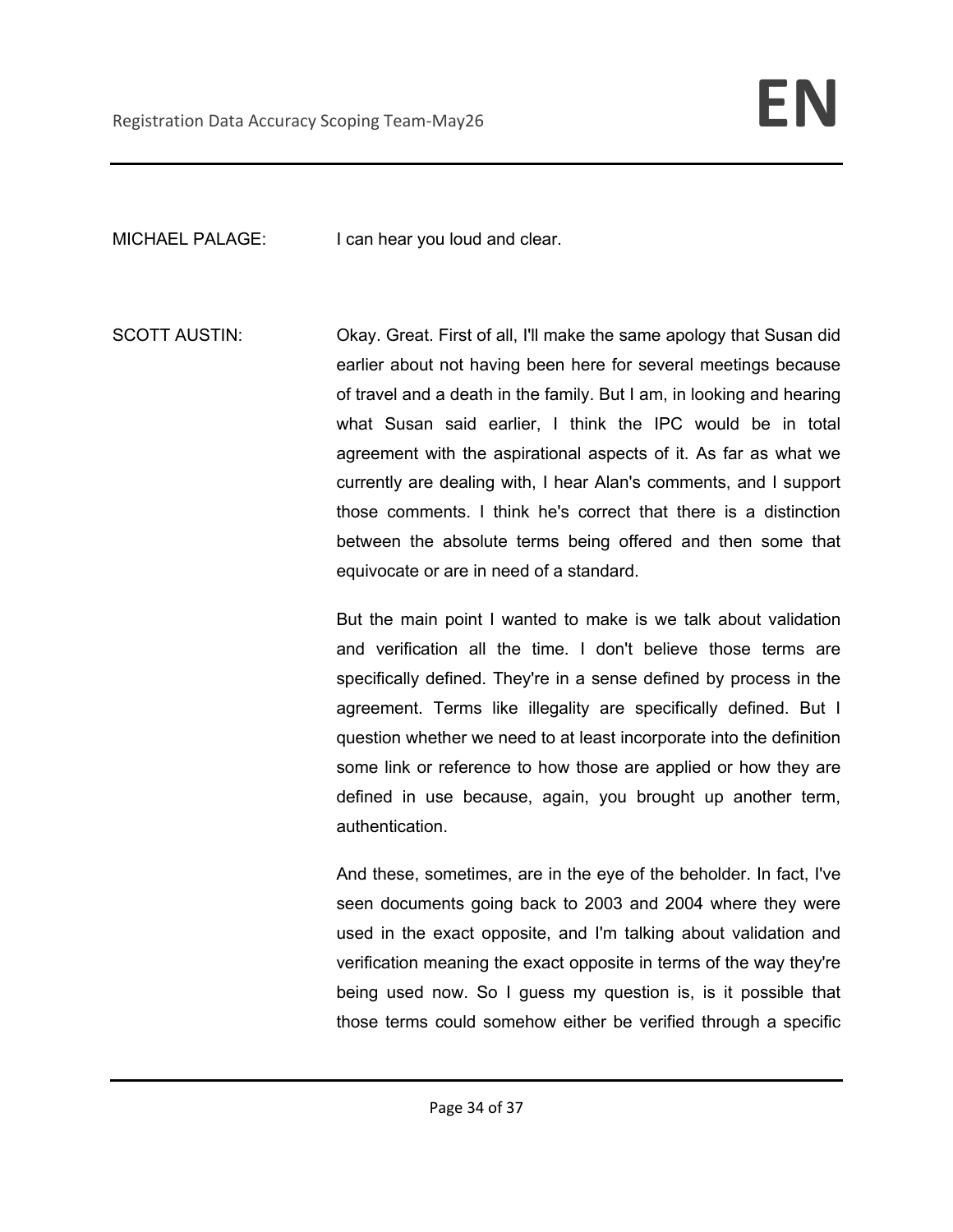MICHAEL PALAGE: I can hear you loud and clear.

SCOTT AUSTIN: Okay. Great. First of all, I'll make the same apology that Susan did earlier about not having been here for several meetings because of travel and a death in the family. But I am, in looking and hearing what Susan said earlier, I think the IPC would be in total agreement with the aspirational aspects of it. As far as what we currently are dealing with, I hear Alan's comments, and I support those comments. I think he's correct that there is a distinction between the absolute terms being offered and then some that equivocate or are in need of a standard.

But the main point I wanted to make is we talk about validation and verification all the time. I don't believe those terms are specifically defined. They're in a sense defined by process in the agreement. Terms like illegality are specifically defined. But I question whether we need to at least incorporate into the definition some link or reference to how those are applied or how they are defined in use because, again, you brought up another term, authentication.

And these, sometimes, are in the eye of the beholder. In fact, I've seen documents going back to 2003 and 2004 where they were used in the exact opposite, and I'm talking about validation and verification meaning the exact opposite in terms of the way they're being used now. So I guess my question is, is it possible that those terms could somehow either be verified through a specific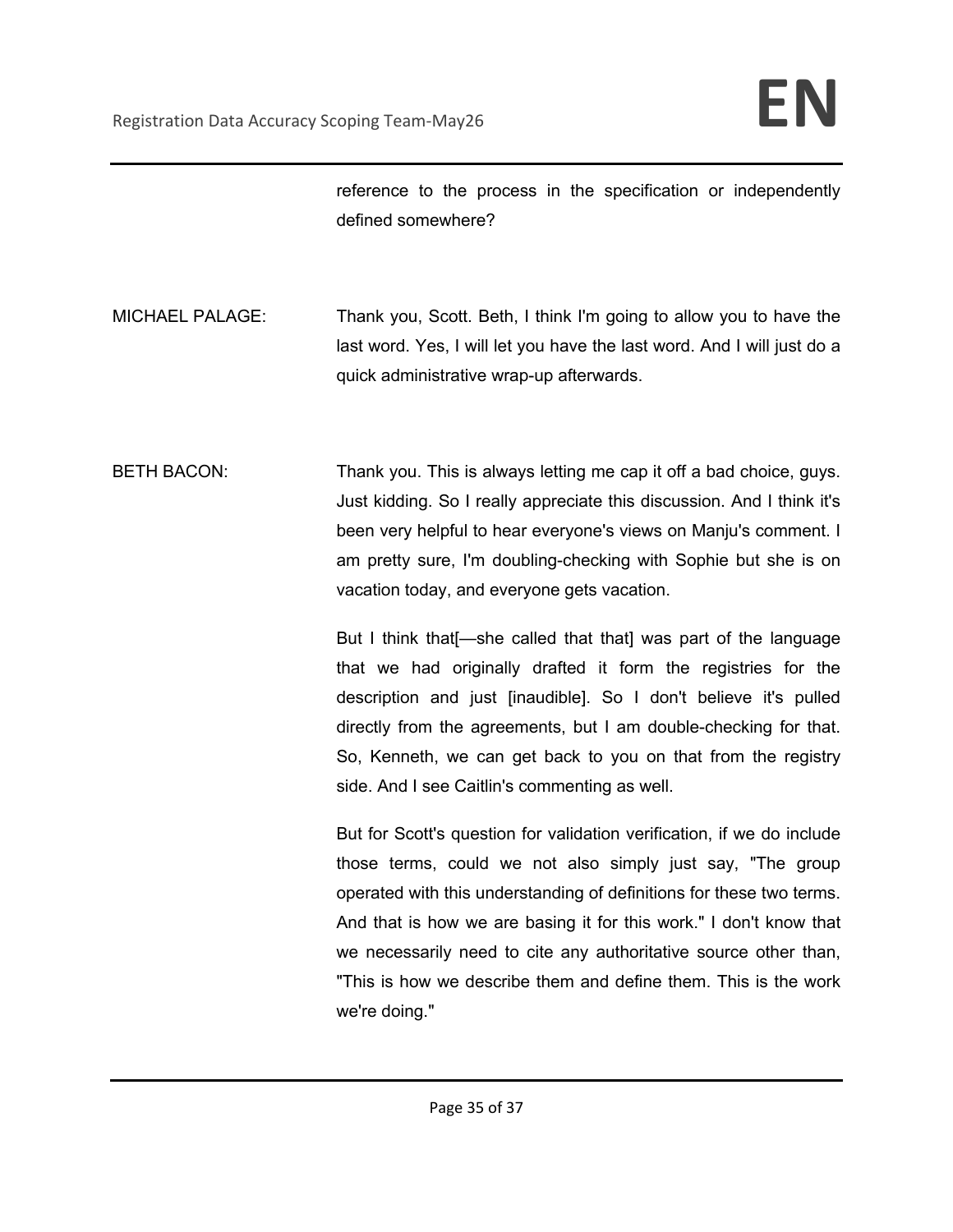reference to the process in the specification or independently defined somewhere?

MICHAEL PALAGE: Thank you, Scott. Beth, I think I'm going to allow you to have the last word. Yes, I will let you have the last word. And I will just do a quick administrative wrap-up afterwards.

BETH BACON: Thank you. This is always letting me cap it off a bad choice, guys. Just kidding. So I really appreciate this discussion. And I think it's been very helpful to hear everyone's views on Manju's comment. I am pretty sure, I'm doubling-checking with Sophie but she is on vacation today, and everyone gets vacation.

But I think that[—she called that that] was part of the language that we had originally drafted it form the registries for the description and just [inaudible]. So I don't believe it's pulled directly from the agreements, but I am double-checking for that. So, Kenneth, we can get back to you on that from the registry side. And I see Caitlin's commenting as well.

But for Scott's question for validation verification, if we do include those terms, could we not also simply just say, "The group operated with this understanding of definitions for these two terms. And that is how we are basing it for this work." I don't know that we necessarily need to cite any authoritative source other than, "This is how we describe them and define them. This is the work we're doing."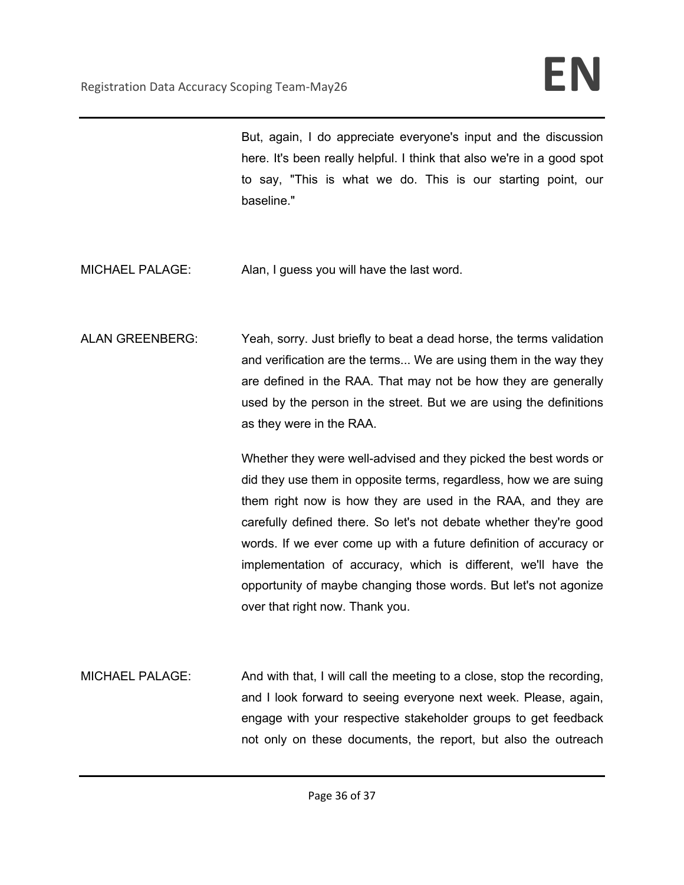But, again, I do appreciate everyone's input and the discussion here. It's been really helpful. I think that also we're in a good spot to say, "This is what we do. This is our starting point, our baseline."

MICHAEL PALAGE: Alan, I guess you will have the last word.

ALAN GREENBERG: Yeah, sorry. Just briefly to beat a dead horse, the terms validation and verification are the terms... We are using them in the way they are defined in the RAA. That may not be how they are generally used by the person in the street. But we are using the definitions as they were in the RAA.

Whether they were well-advised and they picked the best words or did they use them in opposite terms, regardless, how we are suing them right now is how they are used in the RAA, and they are carefully defined there. So let's not debate whether they're good words. If we ever come up with a future definition of accuracy or implementation of accuracy, which is different, we'll have the opportunity of maybe changing those words. But let's not agonize over that right now. Thank you.

MICHAEL PALAGE: And with that, I will call the meeting to a close, stop the recording, and I look forward to seeing everyone next week. Please, again, engage with your respective stakeholder groups to get feedback not only on these documents, the report, but also the outreach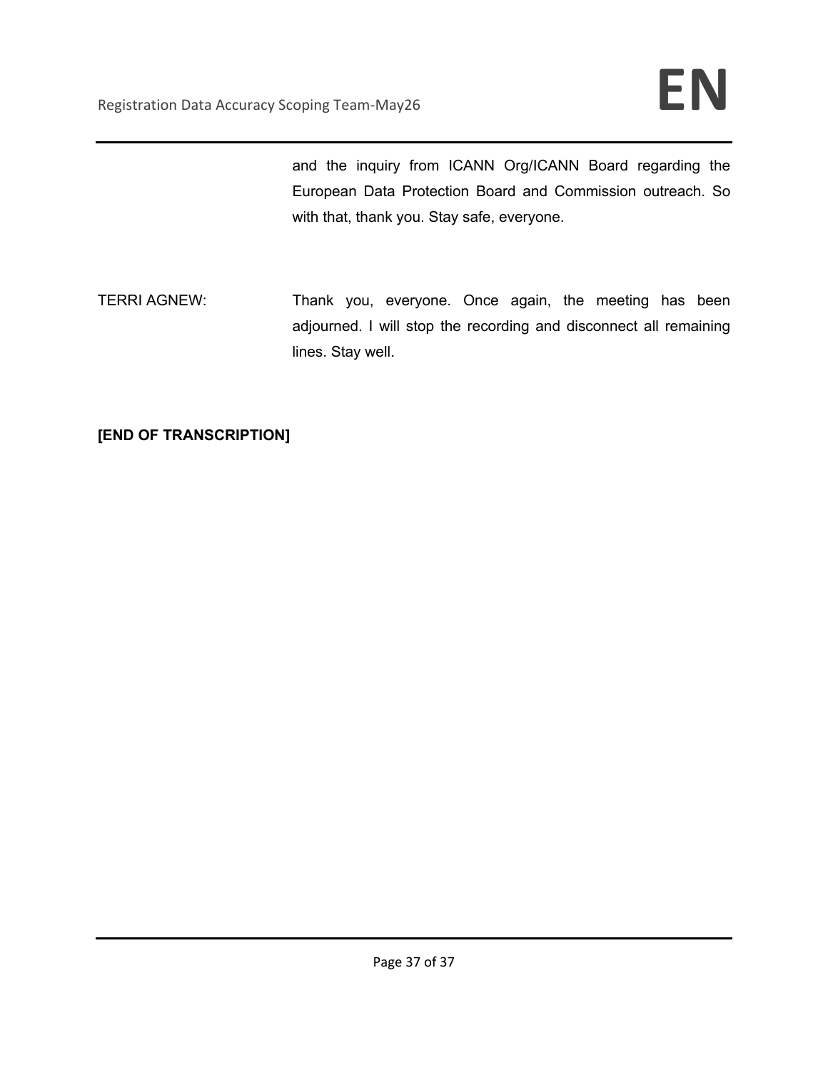and the inquiry from ICANN Org/ICANN Board regarding the European Data Protection Board and Commission outreach. So with that, thank you. Stay safe, everyone.

TERRI AGNEW: Thank you, everyone. Once again, the meeting has been adjourned. I will stop the recording and disconnect all remaining lines. Stay well.

**[END OF TRANSCRIPTION]**